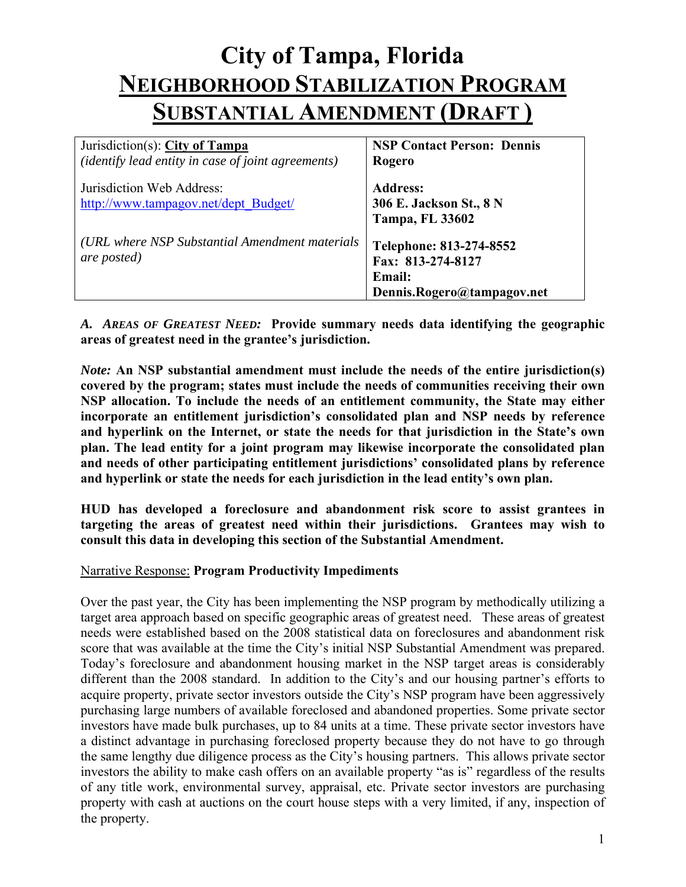# City of Tampa, Florida
# NEIGHBORHOOD STABILIZATION PROGRAM
# SUBSTANTIAL AMENDMENT (DRAFT )

| Jurisdiction(s): **City of Tampa** *(identify lead entity in case of joint agreements)* | **NSP Contact Person: Dennis Rogero** |
|---|---|
| Jurisdiction Web Address: http://www.tampagov.net/dept_Budget/ | **Address: 306 E. Jackson St., 8 N Tampa, FL 33602** |
| *(URL where NSP Substantial Amendment materials are posted)* | **Telephone: 813-274-8552 Fax: 813-274-8127 Email: Dennis.Rogero@tampagov.net** |

***A. AREAS OF GREATEST NEED:*** **Provide summary needs data identifying the geographic areas of greatest need in the grantee's jurisdiction.**

***Note:*** **An NSP substantial amendment must include the needs of the entire jurisdiction(s) covered by the program; states must include the needs of communities receiving their own NSP allocation. To include the needs of an entitlement community, the State may either incorporate an entitlement jurisdiction's consolidated plan and NSP needs by reference and hyperlink on the Internet, or state the needs for that jurisdiction in the State's own plan. The lead entity for a joint program may likewise incorporate the consolidated plan and needs of other participating entitlement jurisdictions' consolidated plans by reference and hyperlink or state the needs for each jurisdiction in the lead entity's own plan.**

**HUD has developed a foreclosure and abandonment risk score to assist grantees in targeting the areas of greatest need within their jurisdictions. Grantees may wish to consult this data in developing this section of the Substantial Amendment.**

Narrative Response: **Program Productivity Impediments**

Over the past year, the City has been implementing the NSP program by methodically utilizing a target area approach based on specific geographic areas of greatest need. These areas of greatest needs were established based on the 2008 statistical data on foreclosures and abandonment risk score that was available at the time the City's initial NSP Substantial Amendment was prepared. Today's foreclosure and abandonment housing market in the NSP target areas is considerably different than the 2008 standard. In addition to the City's and our housing partner's efforts to acquire property, private sector investors outside the City's NSP program have been aggressively purchasing large numbers of available foreclosed and abandoned properties. Some private sector investors have made bulk purchases, up to 84 units at a time. These private sector investors have a distinct advantage in purchasing foreclosed property because they do not have to go through the same lengthy due diligence process as the City's housing partners. This allows private sector investors the ability to make cash offers on an available property "as is" regardless of the results of any title work, environmental survey, appraisal, etc. Private sector investors are purchasing property with cash at auctions on the court house steps with a very limited, if any, inspection of the property.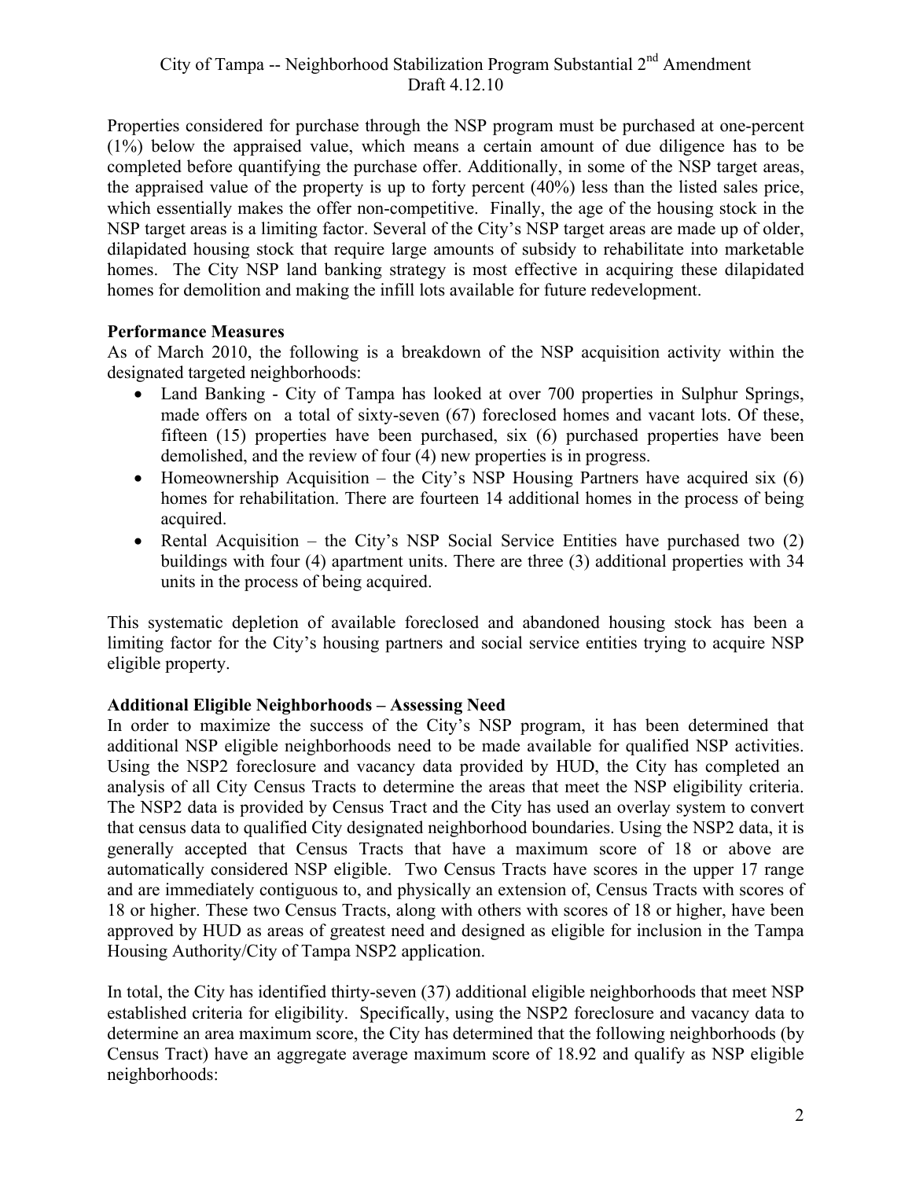Properties considered for purchase through the NSP program must be purchased at one-percent (1%) below the appraised value, which means a certain amount of due diligence has to be completed before quantifying the purchase offer. Additionally, in some of the NSP target areas, the appraised value of the property is up to forty percent (40%) less than the listed sales price, which essentially makes the offer non-competitive. Finally, the age of the housing stock in the NSP target areas is a limiting factor. Several of the City's NSP target areas are made up of older, dilapidated housing stock that require large amounts of subsidy to rehabilitate into marketable homes. The City NSP land banking strategy is most effective in acquiring these dilapidated homes for demolition and making the infill lots available for future redevelopment.

**Performance Measures**

As of March 2010, the following is a breakdown of the NSP acquisition activity within the designated targeted neighborhoods:

- Land Banking - City of Tampa has looked at over 700 properties in Sulphur Springs, made offers on a total of sixty-seven (67) foreclosed homes and vacant lots. Of these, fifteen (15) properties have been purchased, six (6) purchased properties have been demolished, and the review of four (4) new properties is in progress.
- Homeownership Acquisition – the City's NSP Housing Partners have acquired six (6) homes for rehabilitation. There are fourteen 14 additional homes in the process of being acquired.
- Rental Acquisition – the City's NSP Social Service Entities have purchased two (2) buildings with four (4) apartment units. There are three (3) additional properties with 34 units in the process of being acquired.

This systematic depletion of available foreclosed and abandoned housing stock has been a limiting factor for the City's housing partners and social service entities trying to acquire NSP eligible property.

**Additional Eligible Neighborhoods – Assessing Need**

In order to maximize the success of the City's NSP program, it has been determined that additional NSP eligible neighborhoods need to be made available for qualified NSP activities. Using the NSP2 foreclosure and vacancy data provided by HUD, the City has completed an analysis of all City Census Tracts to determine the areas that meet the NSP eligibility criteria. The NSP2 data is provided by Census Tract and the City has used an overlay system to convert that census data to qualified City designated neighborhood boundaries. Using the NSP2 data, it is generally accepted that Census Tracts that have a maximum score of 18 or above are automatically considered NSP eligible. Two Census Tracts have scores in the upper 17 range and are immediately contiguous to, and physically an extension of, Census Tracts with scores of 18 or higher. These two Census Tracts, along with others with scores of 18 or higher, have been approved by HUD as areas of greatest need and designed as eligible for inclusion in the Tampa Housing Authority/City of Tampa NSP2 application.

In total, the City has identified thirty-seven (37) additional eligible neighborhoods that meet NSP established criteria for eligibility. Specifically, using the NSP2 foreclosure and vacancy data to determine an area maximum score, the City has determined that the following neighborhoods (by Census Tract) have an aggregate average maximum score of 18.92 and qualify as NSP eligible neighborhoods: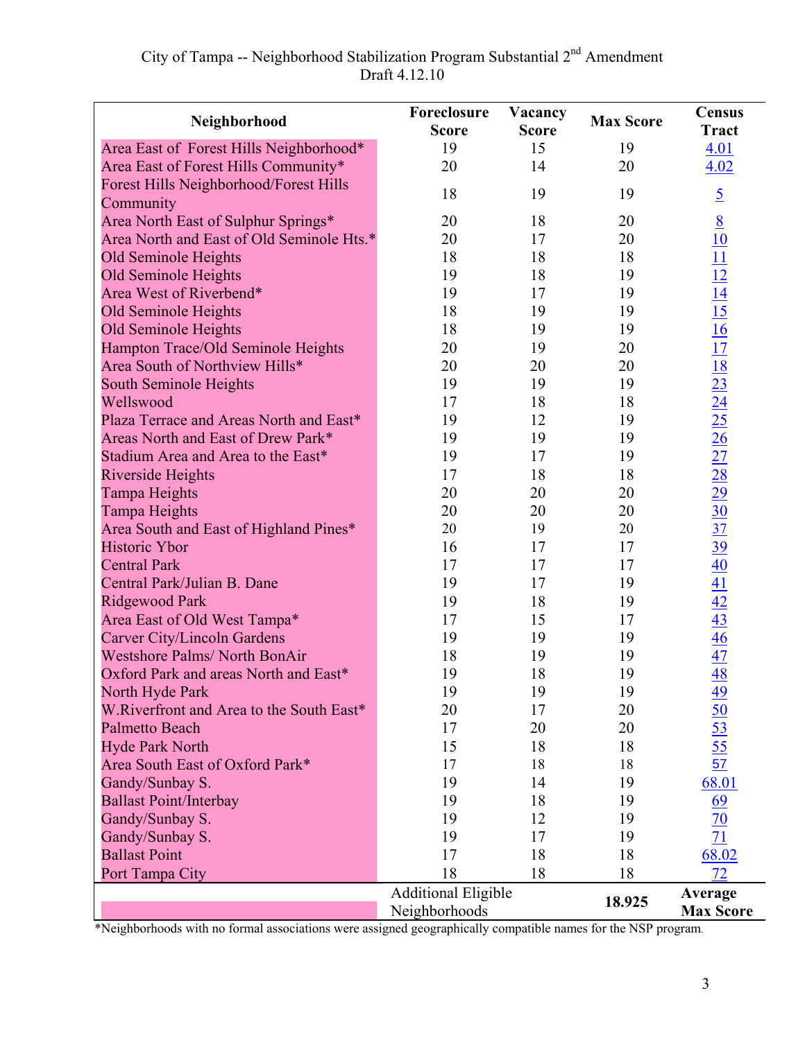City of Tampa -- Neighborhood Stabilization Program Substantial 2nd Amendment
Draft 4.12.10

| Neighborhood | Foreclosure Score | Vacancy Score | Max Score | Census Tract |
|---|---|---|---|---|
| Area East of Forest Hills Neighborhood* | 19 | 15 | 19 | 4.01 |
| Area East of Forest Hills Community* | 20 | 14 | 20 | 4.02 |
| Forest Hills Neighborhood/Forest Hills Community | 18 | 19 | 19 | 5 |
| Area North East of Sulphur Springs* | 20 | 18 | 20 | 8 |
| Area North and East of Old Seminole Hts.* | 20 | 17 | 20 | 10 |
| Old Seminole Heights | 18 | 18 | 18 | 11 |
| Old Seminole Heights | 19 | 18 | 19 | 12 |
| Area West of Riverbend* | 19 | 17 | 19 | 14 |
| Old Seminole Heights | 18 | 19 | 19 | 15 |
| Old Seminole Heights | 18 | 19 | 19 | 16 |
| Hampton Trace/Old Seminole Heights | 20 | 19 | 20 | 17 |
| Area South of Northview Hills* | 20 | 20 | 20 | 18 |
| South Seminole Heights | 19 | 19 | 19 | 23 |
| Wellswood | 17 | 18 | 18 | 24 |
| Plaza Terrace and Areas North and East* | 19 | 12 | 19 | 25 |
| Areas North and East of Drew Park* | 19 | 19 | 19 | 26 |
| Stadium Area and Area to the East* | 19 | 17 | 19 | 27 |
| Riverside Heights | 17 | 18 | 18 | 28 |
| Tampa Heights | 20 | 20 | 20 | 29 |
| Tampa Heights | 20 | 20 | 20 | 30 |
| Area South and East of Highland Pines* | 20 | 19 | 20 | 37 |
| Historic Ybor | 16 | 17 | 17 | 39 |
| Central Park | 17 | 17 | 17 | 40 |
| Central Park/Julian B. Dane | 19 | 17 | 19 | 41 |
| Ridgewood Park | 19 | 18 | 19 | 42 |
| Area East of Old West Tampa* | 17 | 15 | 17 | 43 |
| Carver City/Lincoln Gardens | 19 | 19 | 19 | 46 |
| Westshore Palms/ North BonAir | 18 | 19 | 19 | 47 |
| Oxford Park and areas North and East* | 19 | 18 | 19 | 48 |
| North Hyde Park | 19 | 19 | 19 | 49 |
| W.Riverfront and Area to the South East* | 20 | 17 | 20 | 50 |
| Palmetto Beach | 17 | 20 | 20 | 53 |
| Hyde Park North | 15 | 18 | 18 | 55 |
| Area South East of Oxford Park* | 17 | 18 | 18 | 57 |
| Gandy/Sunbay S. | 19 | 14 | 19 | 68.01 |
| Ballast Point/Interbay | 19 | 18 | 19 | 69 |
| Gandy/Sunbay S. | 19 | 12 | 19 | 70 |
| Gandy/Sunbay S. | 19 | 17 | 19 | 71 |
| Ballast Point | 17 | 18 | 18 | 68.02 |
| Port Tampa City | 18 | 18 | 18 | 72 |
| | Additional Eligible Neighborhoods | | **18.925** | **Average Max Score** |

*Neighborhoods with no formal associations were assigned geographically compatible names for the NSP program.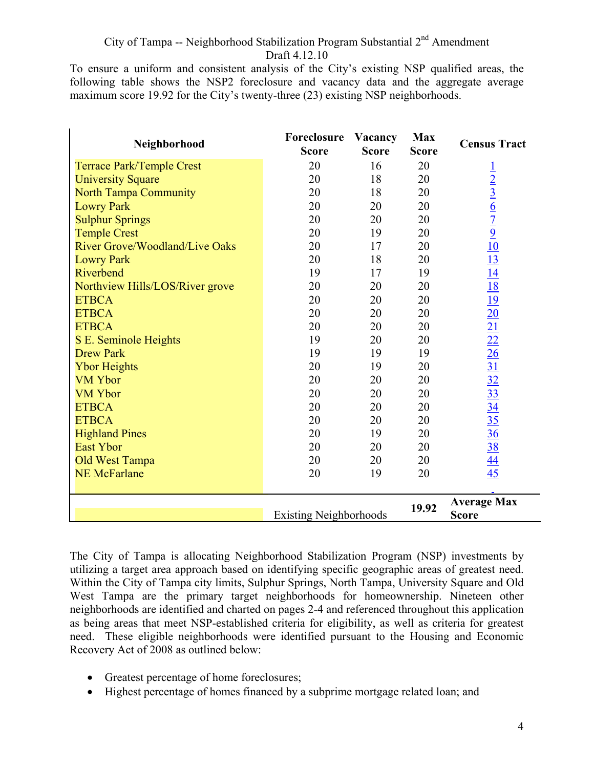City of Tampa -- Neighborhood Stabilization Program Substantial 2nd Amendment
Draft 4.12.10

To ensure a uniform and consistent analysis of the City's existing NSP qualified areas, the following table shows the NSP2 foreclosure and vacancy data and the aggregate average maximum score 19.92 for the City's twenty-three (23) existing NSP neighborhoods.

| Neighborhood | Foreclosure Score | Vacancy Score | Max Score | Census Tract |
|---|---|---|---|---|
| Terrace Park/Temple Crest | 20 | 16 | 20 | 1 |
| University Square | 20 | 18 | 20 | 2 |
| North Tampa Community | 20 | 18 | 20 | 3 |
| Lowry Park | 20 | 20 | 20 | 6 |
| Sulphur Springs | 20 | 20 | 20 | 7 |
| Temple Crest | 20 | 19 | 20 | 9 |
| River Grove/Woodland/Live Oaks | 20 | 17 | 20 | 10 |
| Lowry Park | 20 | 18 | 20 | 13 |
| Riverbend | 19 | 17 | 19 | 14 |
| Northview Hills/LOS/River grove | 20 | 20 | 20 | 18 |
| ETBCA | 20 | 20 | 20 | 19 |
| ETBCA | 20 | 20 | 20 | 20 |
| ETBCA | 20 | 20 | 20 | 21 |
| S E. Seminole Heights | 19 | 20 | 20 | 22 |
| Drew Park | 19 | 19 | 19 | 26 |
| Ybor Heights | 20 | 19 | 20 | 31 |
| VM Ybor | 20 | 20 | 20 | 32 |
| VM Ybor | 20 | 20 | 20 | 33 |
| ETBCA | 20 | 20 | 20 | 34 |
| ETBCA | 20 | 20 | 20 | 35 |
| Highland Pines | 20 | 19 | 20 | 36 |
| East Ybor | 20 | 20 | 20 | 38 |
| Old West Tampa | 20 | 20 | 20 | 44 |
| NE McFarlane | 20 | 19 | 20 | 45 |
| | Existing Neighborhoods | | 19.92 | Average Max Score |

The City of Tampa is allocating Neighborhood Stabilization Program (NSP) investments by utilizing a target area approach based on identifying specific geographic areas of greatest need. Within the City of Tampa city limits, Sulphur Springs, North Tampa, University Square and Old West Tampa are the primary target neighborhoods for homeownership. Nineteen other neighborhoods are identified and charted on pages 2-4 and referenced throughout this application as being areas that meet NSP-established criteria for eligibility, as well as criteria for greatest need. These eligible neighborhoods were identified pursuant to the Housing and Economic Recovery Act of 2008 as outlined below:

- Greatest percentage of home foreclosures;
- Highest percentage of homes financed by a subprime mortgage related loan; and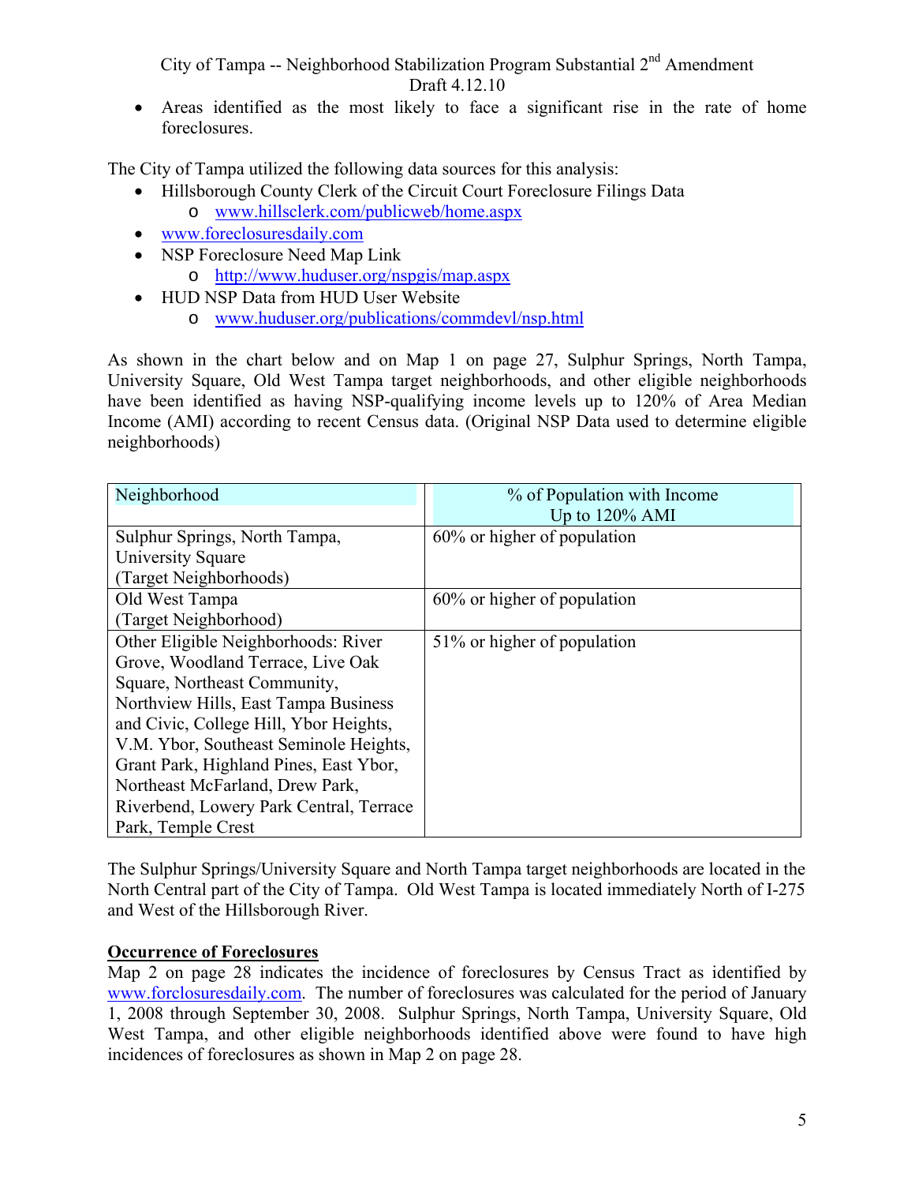- Areas identified as the most likely to face a significant rise in the rate of home foreclosures.

The City of Tampa utilized the following data sources for this analysis:

- Hillsborough County Clerk of the Circuit Court Foreclosure Filings Data
  - www.hillsclerk.com/publicweb/home.aspx
- www.foreclosuresdaily.com
- NSP Foreclosure Need Map Link
  - http://www.huduser.org/nspgis/map.aspx
- HUD NSP Data from HUD User Website
  - www.huduser.org/publications/commdevl/nsp.html

As shown in the chart below and on Map 1 on page 27, Sulphur Springs, North Tampa, University Square, Old West Tampa target neighborhoods, and other eligible neighborhoods have been identified as having NSP-qualifying income levels up to 120% of Area Median Income (AMI) according to recent Census data. (Original NSP Data used to determine eligible neighborhoods)

| Neighborhood | % of Population with Income Up to 120% AMI |
|---|---|
| Sulphur Springs, North Tampa, University Square (Target Neighborhoods) | 60% or higher of population |
| Old West Tampa (Target Neighborhood) | 60% or higher of population |
| Other Eligible Neighborhoods: River Grove, Woodland Terrace, Live Oak Square, Northeast Community, Northview Hills, East Tampa Business and Civic, College Hill, Ybor Heights, V.M. Ybor, Southeast Seminole Heights, Grant Park, Highland Pines, East Ybor, Northeast McFarland, Drew Park, Riverbend, Lowery Park Central, Terrace Park, Temple Crest | 51% or higher of population |

The Sulphur Springs/University Square and North Tampa target neighborhoods are located in the North Central part of the City of Tampa. Old West Tampa is located immediately North of I-275 and West of the Hillsborough River.

**Occurrence of Foreclosures**

Map 2 on page 28 indicates the incidence of foreclosures by Census Tract as identified by www.forclosuresdaily.com. The number of foreclosures was calculated for the period of January 1, 2008 through September 30, 2008. Sulphur Springs, North Tampa, University Square, Old West Tampa, and other eligible neighborhoods identified above were found to have high incidences of foreclosures as shown in Map 2 on page 28.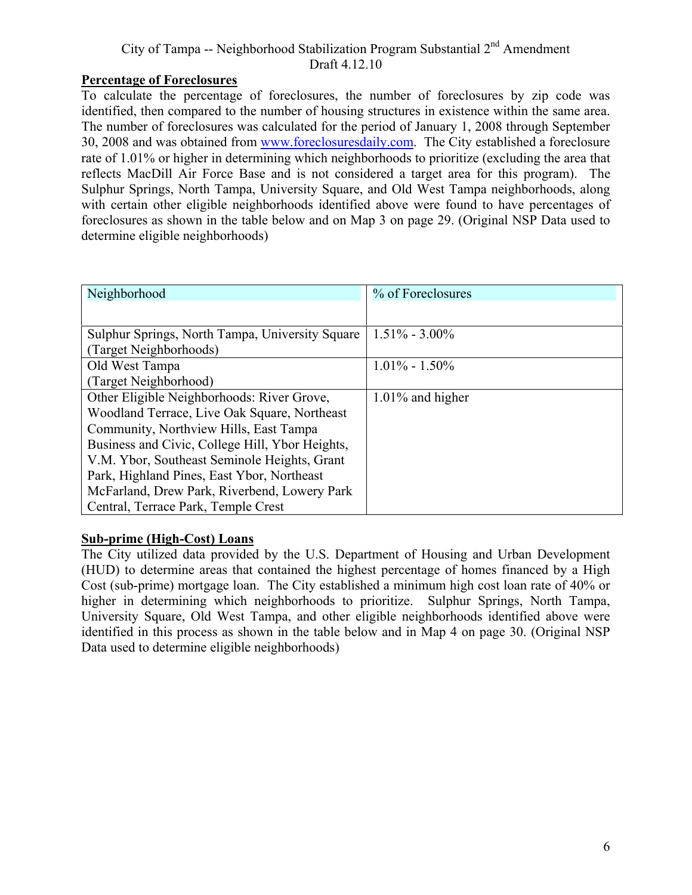**Percentage of Foreclosures**

To calculate the percentage of foreclosures, the number of foreclosures by zip code was identified, then compared to the number of housing structures in existence within the same area. The number of foreclosures was calculated for the period of January 1, 2008 through September 30, 2008 and was obtained from www.foreclosuresdaily.com. The City established a foreclosure rate of 1.01% or higher in determining which neighborhoods to prioritize (excluding the area that reflects MacDill Air Force Base and is not considered a target area for this program). The Sulphur Springs, North Tampa, University Square, and Old West Tampa neighborhoods, along with certain other eligible neighborhoods identified above were found to have percentages of foreclosures as shown in the table below and on Map 3 on page 29. (Original NSP Data used to determine eligible neighborhoods)

| Neighborhood | % of Foreclosures |
|---|---|
| Sulphur Springs, North Tampa, University Square (Target Neighborhoods) | 1.51% - 3.00% |
| Old West Tampa (Target Neighborhood) | 1.01% - 1.50% |
| Other Eligible Neighborhoods: River Grove, Woodland Terrace, Live Oak Square, Northeast Community, Northview Hills, East Tampa Business and Civic, College Hill, Ybor Heights, V.M. Ybor, Southeast Seminole Heights, Grant Park, Highland Pines, East Ybor, Northeast McFarland, Drew Park, Riverbend, Lowery Park Central, Terrace Park, Temple Crest | 1.01% and higher |

**Sub-prime (High-Cost) Loans**

The City utilized data provided by the U.S. Department of Housing and Urban Development (HUD) to determine areas that contained the highest percentage of homes financed by a High Cost (sub-prime) mortgage loan. The City established a minimum high cost loan rate of 40% or higher in determining which neighborhoods to prioritize. Sulphur Springs, North Tampa, University Square, Old West Tampa, and other eligible neighborhoods identified above were identified in this process as shown in the table below and in Map 4 on page 30. (Original NSP Data used to determine eligible neighborhoods)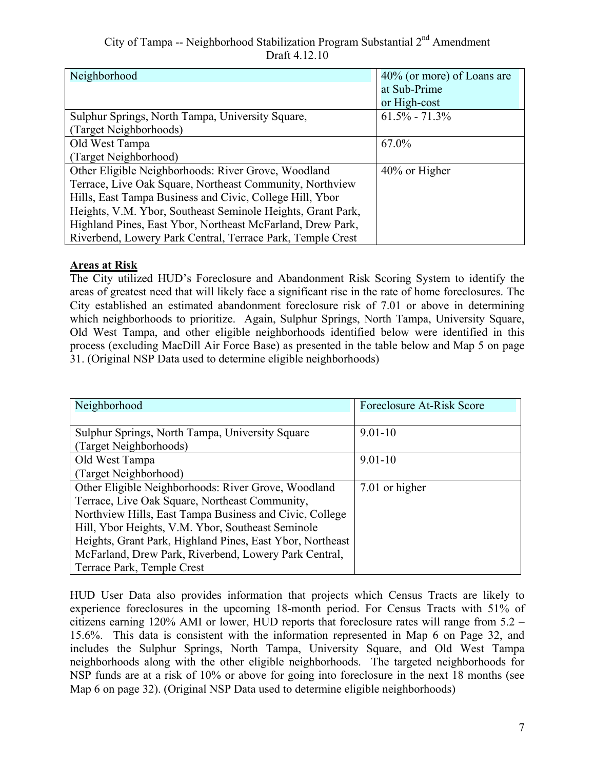| Neighborhood | 40% (or more) of Loans are at Sub-Prime or High-cost |
|---|---|
| Sulphur Springs, North Tampa, University Square, (Target Neighborhoods) | 61.5% - 71.3% |
| Old West Tampa (Target Neighborhood) | 67.0% |
| Other Eligible Neighborhoods: River Grove, Woodland Terrace, Live Oak Square, Northeast Community, Northview Hills, East Tampa Business and Civic, College Hill, Ybor Heights, V.M. Ybor, Southeast Seminole Heights, Grant Park, Highland Pines, East Ybor, Northeast McFarland, Drew Park, Riverbend, Lowery Park Central, Terrace Park, Temple Crest | 40% or Higher |

**Areas at Risk**

The City utilized HUD's Foreclosure and Abandonment Risk Scoring System to identify the areas of greatest need that will likely face a significant rise in the rate of home foreclosures. The City established an estimated abandonment foreclosure risk of 7.01 or above in determining which neighborhoods to prioritize. Again, Sulphur Springs, North Tampa, University Square, Old West Tampa, and other eligible neighborhoods identified below were identified in this process (excluding MacDill Air Force Base) as presented in the table below and Map 5 on page 31. (Original NSP Data used to determine eligible neighborhoods)

| Neighborhood | Foreclosure At-Risk Score |
|---|---|
| Sulphur Springs, North Tampa, University Square (Target Neighborhoods) | 9.01-10 |
| Old West Tampa (Target Neighborhood) | 9.01-10 |
| Other Eligible Neighborhoods: River Grove, Woodland Terrace, Live Oak Square, Northeast Community, Northview Hills, East Tampa Business and Civic, College Hill, Ybor Heights, V.M. Ybor, Southeast Seminole Heights, Grant Park, Highland Pines, East Ybor, Northeast McFarland, Drew Park, Riverbend, Lowery Park Central, Terrace Park, Temple Crest | 7.01 or higher |

HUD User Data also provides information that projects which Census Tracts are likely to experience foreclosures in the upcoming 18-month period. For Census Tracts with 51% of citizens earning 120% AMI or lower, HUD reports that foreclosure rates will range from 5.2 – 15.6%. This data is consistent with the information represented in Map 6 on Page 32, and includes the Sulphur Springs, North Tampa, University Square, and Old West Tampa neighborhoods along with the other eligible neighborhoods. The targeted neighborhoods for NSP funds are at a risk of 10% or above for going into foreclosure in the next 18 months (see Map 6 on page 32). (Original NSP Data used to determine eligible neighborhoods)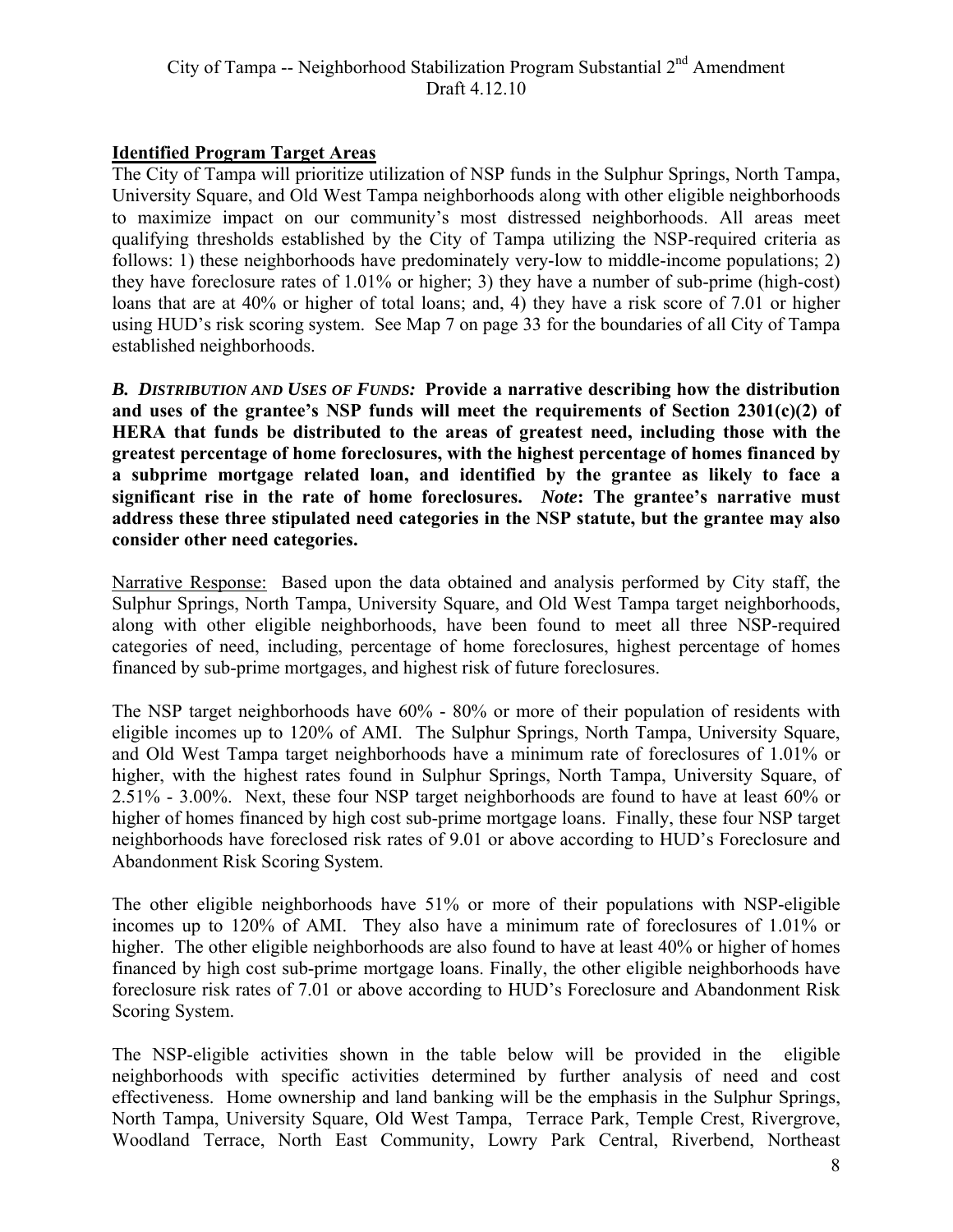## Identified Program Target Areas

The City of Tampa will prioritize utilization of NSP funds in the Sulphur Springs, North Tampa, University Square, and Old West Tampa neighborhoods along with other eligible neighborhoods to maximize impact on our community's most distressed neighborhoods. All areas meet qualifying thresholds established by the City of Tampa utilizing the NSP-required criteria as follows: 1) these neighborhoods have predominately very-low to middle-income populations; 2) they have foreclosure rates of 1.01% or higher; 3) they have a number of sub-prime (high-cost) loans that are at 40% or higher of total loans; and, 4) they have a risk score of 7.01 or higher using HUD's risk scoring system. See Map 7 on page 33 for the boundaries of all City of Tampa established neighborhoods.

***B. Distribution and Uses of Funds:*** **Provide a narrative describing how the distribution and uses of the grantee's NSP funds will meet the requirements of Section 2301(c)(2) of HERA that funds be distributed to the areas of greatest need, including those with the greatest percentage of home foreclosures, with the highest percentage of homes financed by a subprime mortgage related loan, and identified by the grantee as likely to face a significant rise in the rate of home foreclosures.** ***Note*****: The grantee's narrative must address these three stipulated need categories in the NSP statute, but the grantee may also consider other need categories.**

Narrative Response: Based upon the data obtained and analysis performed by City staff, the Sulphur Springs, North Tampa, University Square, and Old West Tampa target neighborhoods, along with other eligible neighborhoods, have been found to meet all three NSP-required categories of need, including, percentage of home foreclosures, highest percentage of homes financed by sub-prime mortgages, and highest risk of future foreclosures.

The NSP target neighborhoods have 60% - 80% or more of their population of residents with eligible incomes up to 120% of AMI. The Sulphur Springs, North Tampa, University Square, and Old West Tampa target neighborhoods have a minimum rate of foreclosures of 1.01% or higher, with the highest rates found in Sulphur Springs, North Tampa, University Square, of 2.51% - 3.00%. Next, these four NSP target neighborhoods are found to have at least 60% or higher of homes financed by high cost sub-prime mortgage loans. Finally, these four NSP target neighborhoods have foreclosed risk rates of 9.01 or above according to HUD's Foreclosure and Abandonment Risk Scoring System.

The other eligible neighborhoods have 51% or more of their populations with NSP-eligible incomes up to 120% of AMI. They also have a minimum rate of foreclosures of 1.01% or higher. The other eligible neighborhoods are also found to have at least 40% or higher of homes financed by high cost sub-prime mortgage loans. Finally, the other eligible neighborhoods have foreclosure risk rates of 7.01 or above according to HUD's Foreclosure and Abandonment Risk Scoring System.

The NSP-eligible activities shown in the table below will be provided in the eligible neighborhoods with specific activities determined by further analysis of need and cost effectiveness. Home ownership and land banking will be the emphasis in the Sulphur Springs, North Tampa, University Square, Old West Tampa, Terrace Park, Temple Crest, Rivergrove, Woodland Terrace, North East Community, Lowry Park Central, Riverbend, Northeast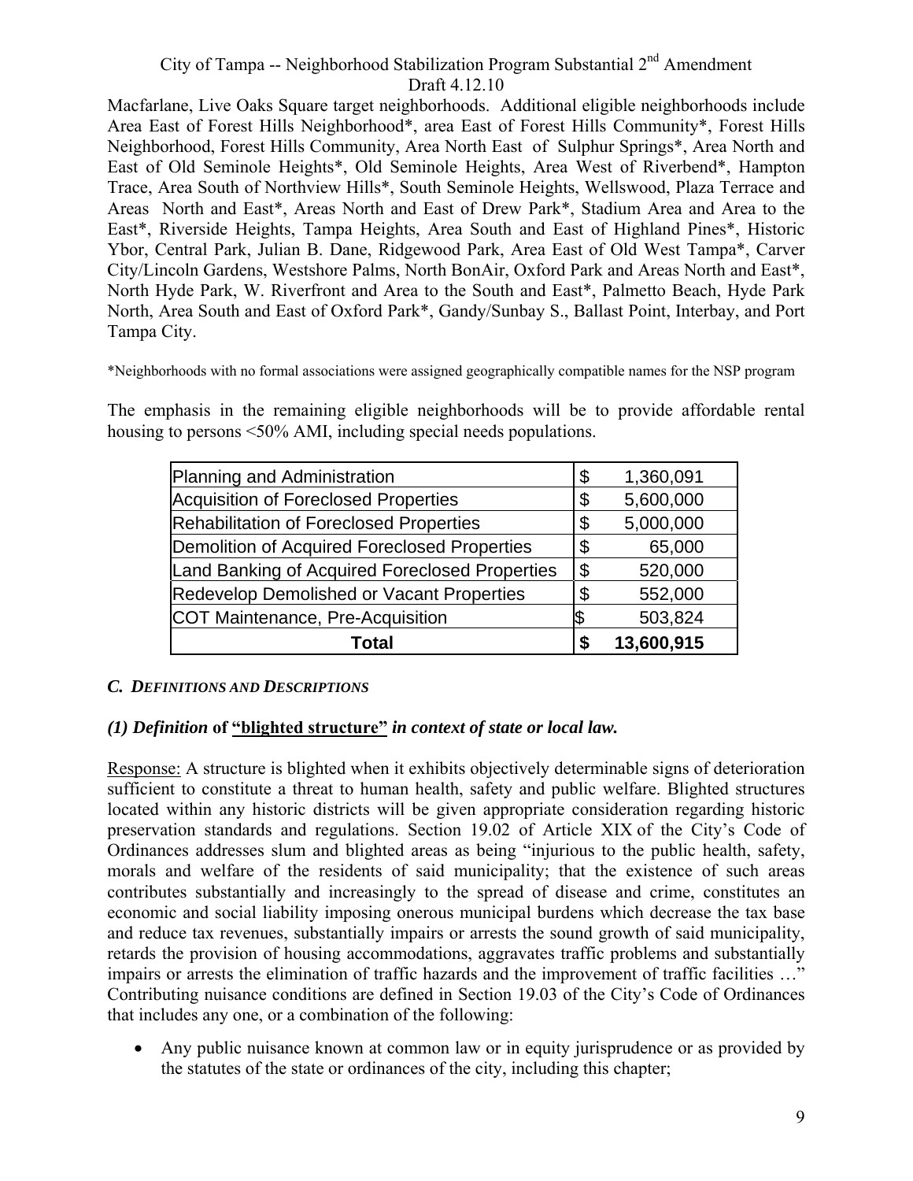Macfarlane, Live Oaks Square target neighborhoods. Additional eligible neighborhoods include Area East of Forest Hills Neighborhood*, area East of Forest Hills Community*, Forest Hills Neighborhood, Forest Hills Community, Area North East of Sulphur Springs*, Area North and East of Old Seminole Heights*, Old Seminole Heights, Area West of Riverbend*, Hampton Trace, Area South of Northview Hills*, South Seminole Heights, Wellswood, Plaza Terrace and Areas North and East*, Areas North and East of Drew Park*, Stadium Area and Area to the East*, Riverside Heights, Tampa Heights, Area South and East of Highland Pines*, Historic Ybor, Central Park, Julian B. Dane, Ridgewood Park, Area East of Old West Tampa*, Carver City/Lincoln Gardens, Westshore Palms, North BonAir, Oxford Park and Areas North and East*, North Hyde Park, W. Riverfront and Area to the South and East*, Palmetto Beach, Hyde Park North, Area South and East of Oxford Park*, Gandy/Sunbay S., Ballast Point, Interbay, and Port Tampa City.

*Neighborhoods with no formal associations were assigned geographically compatible names for the NSP program

The emphasis in the remaining eligible neighborhoods will be to provide affordable rental housing to persons <50% AMI, including special needs populations.

| | |
|---|---|
| Planning and Administration | $ 1,360,091 |
| Acquisition of Foreclosed Properties | $ 5,600,000 |
| Rehabilitation of Foreclosed Properties | $ 5,000,000 |
| Demolition of Acquired Foreclosed Properties | $ 65,000 |
| Land Banking of Acquired Foreclosed Properties | $ 520,000 |
| Redevelop Demolished or Vacant Properties | $ 552,000 |
| COT Maintenance, Pre-Acquisition | $ 503,824 |
| **Total** | **$ 13,600,915** |

### *C. DEFINITIONS AND DESCRIPTIONS*

#### *(1) Definition* **of "blighted structure"** *in context of state or local law.*

Response: A structure is blighted when it exhibits objectively determinable signs of deterioration sufficient to constitute a threat to human health, safety and public welfare. Blighted structures located within any historic districts will be given appropriate consideration regarding historic preservation standards and regulations. Section 19.02 of Article XIX of the City's Code of Ordinances addresses slum and blighted areas as being "injurious to the public health, safety, morals and welfare of the residents of said municipality; that the existence of such areas contributes substantially and increasingly to the spread of disease and crime, constitutes an economic and social liability imposing onerous municipal burdens which decrease the tax base and reduce tax revenues, substantially impairs or arrests the sound growth of said municipality, retards the provision of housing accommodations, aggravates traffic problems and substantially impairs or arrests the elimination of traffic hazards and the improvement of traffic facilities …" Contributing nuisance conditions are defined in Section 19.03 of the City's Code of Ordinances that includes any one, or a combination of the following:

- Any public nuisance known at common law or in equity jurisprudence or as provided by the statutes of the state or ordinances of the city, including this chapter;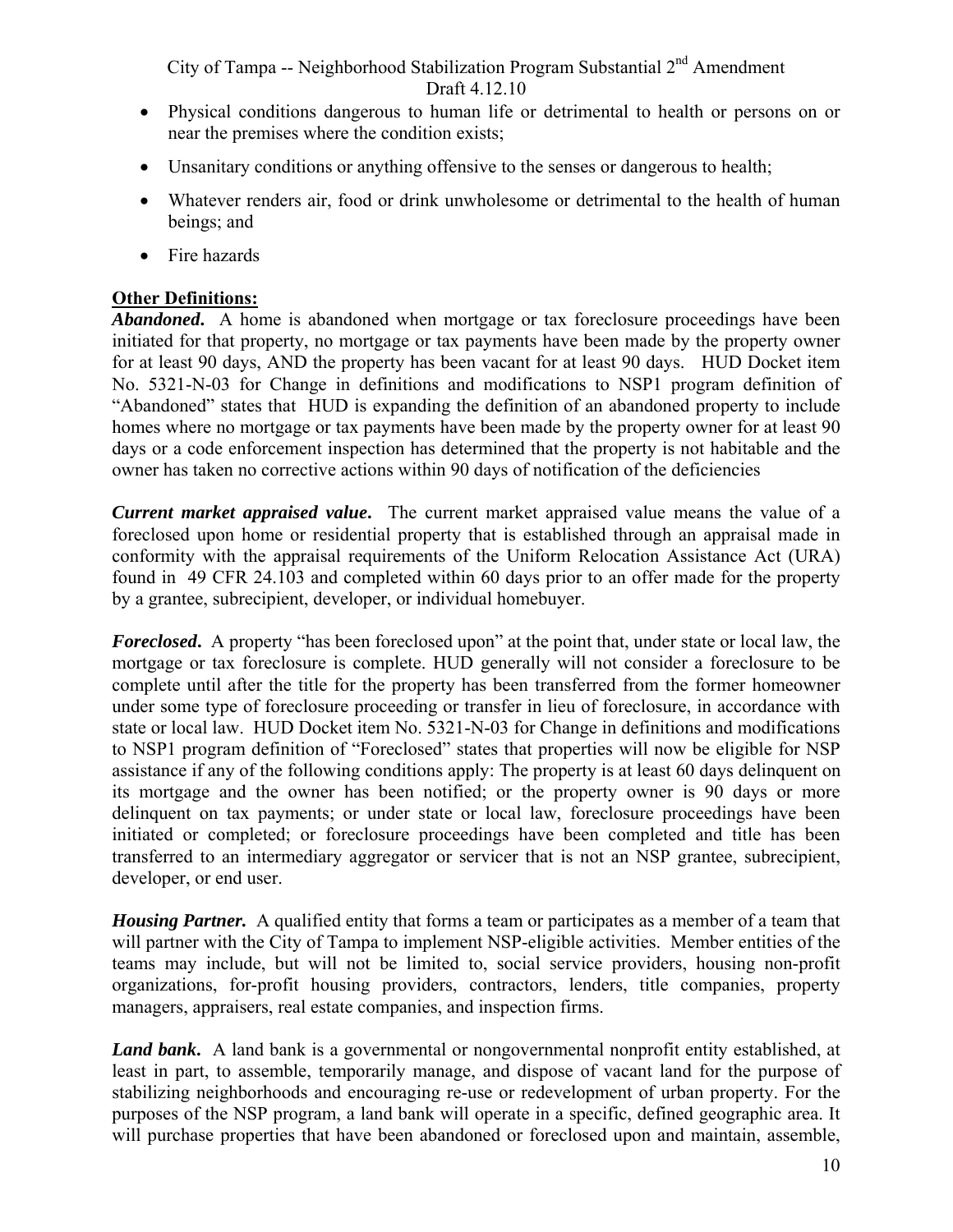- Physical conditions dangerous to human life or detrimental to health or persons on or near the premises where the condition exists;
- Unsanitary conditions or anything offensive to the senses or dangerous to health;
- Whatever renders air, food or drink unwholesome or detrimental to the health of human beings; and
- Fire hazards

**Other Definitions:**

***Abandoned*****.** A home is abandoned when mortgage or tax foreclosure proceedings have been initiated for that property, no mortgage or tax payments have been made by the property owner for at least 90 days, AND the property has been vacant for at least 90 days. HUD Docket item No. 5321-N-03 for Change in definitions and modifications to NSP1 program definition of "Abandoned" states that HUD is expanding the definition of an abandoned property to include homes where no mortgage or tax payments have been made by the property owner for at least 90 days or a code enforcement inspection has determined that the property is not habitable and the owner has taken no corrective actions within 90 days of notification of the deficiencies

***Current market appraised value*****.** The current market appraised value means the value of a foreclosed upon home or residential property that is established through an appraisal made in conformity with the appraisal requirements of the Uniform Relocation Assistance Act (URA) found in 49 CFR 24.103 and completed within 60 days prior to an offer made for the property by a grantee, subrecipient, developer, or individual homebuyer.

***Foreclosed*****.** A property "has been foreclosed upon" at the point that, under state or local law, the mortgage or tax foreclosure is complete. HUD generally will not consider a foreclosure to be complete until after the title for the property has been transferred from the former homeowner under some type of foreclosure proceeding or transfer in lieu of foreclosure, in accordance with state or local law. HUD Docket item No. 5321-N-03 for Change in definitions and modifications to NSP1 program definition of "Foreclosed" states that properties will now be eligible for NSP assistance if any of the following conditions apply: The property is at least 60 days delinquent on its mortgage and the owner has been notified; or the property owner is 90 days or more delinquent on tax payments; or under state or local law, foreclosure proceedings have been initiated or completed; or foreclosure proceedings have been completed and title has been transferred to an intermediary aggregator or servicer that is not an NSP grantee, subrecipient, developer, or end user.

***Housing Partner.*** A qualified entity that forms a team or participates as a member of a team that will partner with the City of Tampa to implement NSP-eligible activities. Member entities of the teams may include, but will not be limited to, social service providers, housing non-profit organizations, for-profit housing providers, contractors, lenders, title companies, property managers, appraisers, real estate companies, and inspection firms.

***Land bank*****.** A land bank is a governmental or nongovernmental nonprofit entity established, at least in part, to assemble, temporarily manage, and dispose of vacant land for the purpose of stabilizing neighborhoods and encouraging re-use or redevelopment of urban property. For the purposes of the NSP program, a land bank will operate in a specific, defined geographic area. It will purchase properties that have been abandoned or foreclosed upon and maintain, assemble,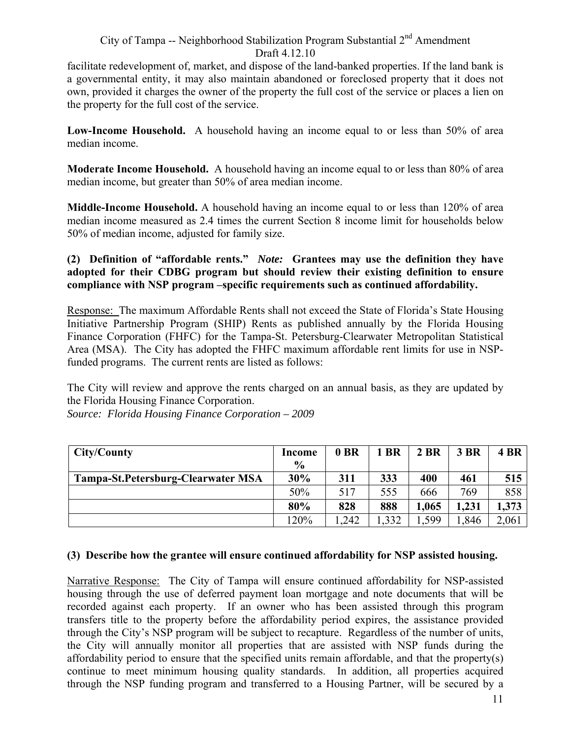facilitate redevelopment of, market, and dispose of the land-banked properties. If the land bank is a governmental entity, it may also maintain abandoned or foreclosed property that it does not own, provided it charges the owner of the property the full cost of the service or places a lien on the property for the full cost of the service.

**Low-Income Household.** A household having an income equal to or less than 50% of area median income.

**Moderate Income Household.** A household having an income equal to or less than 80% of area median income, but greater than 50% of area median income.

**Middle-Income Household.** A household having an income equal to or less than 120% of area median income measured as 2.4 times the current Section 8 income limit for households below 50% of median income, adjusted for family size.

**(2) Definition of "affordable rents."** ***Note:*** **Grantees may use the definition they have adopted for their CDBG program but should review their existing definition to ensure compliance with NSP program –specific requirements such as continued affordability.**

Response: The maximum Affordable Rents shall not exceed the State of Florida's State Housing Initiative Partnership Program (SHIP) Rents as published annually by the Florida Housing Finance Corporation (FHFC) for the Tampa-St. Petersburg-Clearwater Metropolitan Statistical Area (MSA). The City has adopted the FHFC maximum affordable rent limits for use in NSP-funded programs. The current rents are listed as follows:

The City will review and approve the rents charged on an annual basis, as they are updated by the Florida Housing Finance Corporation.

*Source: Florida Housing Finance Corporation – 2009*

| City/County | Income % | 0 BR | 1 BR | 2 BR | 3 BR | 4 BR |
|---|---|---|---|---|---|---|
| **Tampa-St.Petersburg-Clearwater MSA** | **30%** | **311** | **333** | **400** | **461** | **515** |
| | 50% | 517 | 555 | 666 | 769 | 858 |
| | **80%** | **828** | **888** | **1,065** | **1,231** | **1,373** |
| | 120% | 1,242 | 1,332 | 1,599 | 1,846 | 2,061 |

**(3) Describe how the grantee will ensure continued affordability for NSP assisted housing.**

Narrative Response: The City of Tampa will ensure continued affordability for NSP-assisted housing through the use of deferred payment loan mortgage and note documents that will be recorded against each property. If an owner who has been assisted through this program transfers title to the property before the affordability period expires, the assistance provided through the City's NSP program will be subject to recapture. Regardless of the number of units, the City will annually monitor all properties that are assisted with NSP funds during the affordability period to ensure that the specified units remain affordable, and that the property(s) continue to meet minimum housing quality standards. In addition, all properties acquired through the NSP funding program and transferred to a Housing Partner, will be secured by a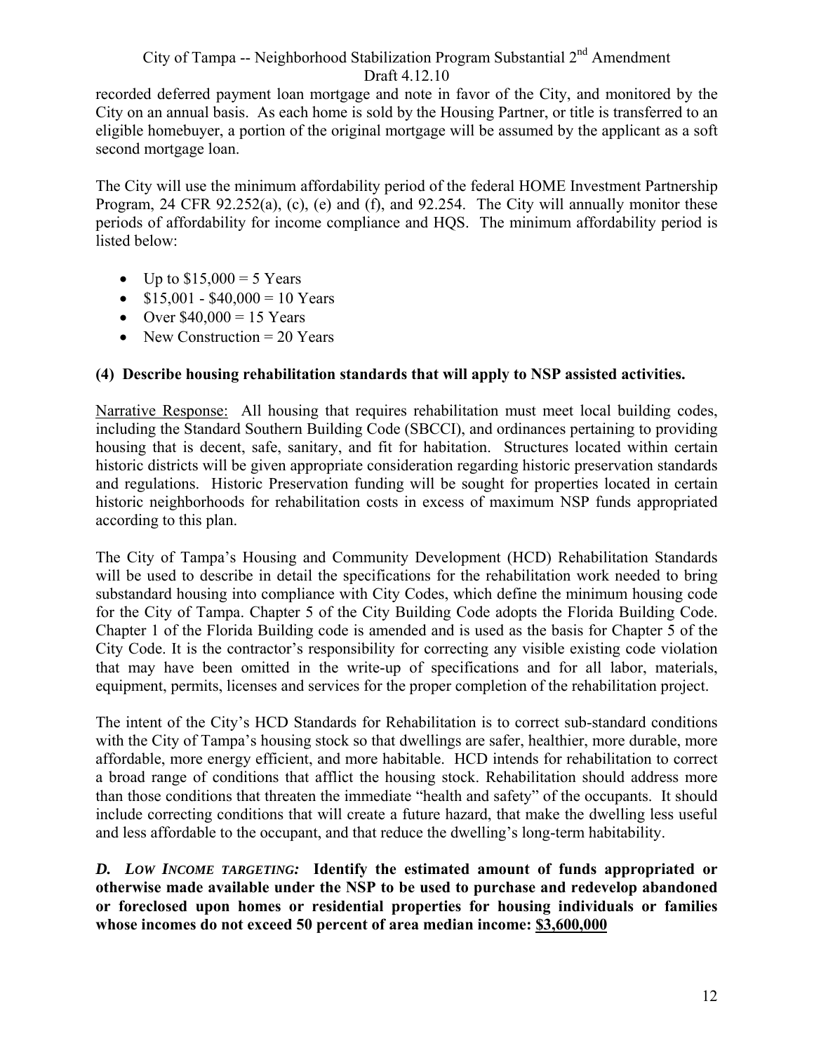recorded deferred payment loan mortgage and note in favor of the City, and monitored by the City on an annual basis. As each home is sold by the Housing Partner, or title is transferred to an eligible homebuyer, a portion of the original mortgage will be assumed by the applicant as a soft second mortgage loan.

The City will use the minimum affordability period of the federal HOME Investment Partnership Program, 24 CFR 92.252(a), (c), (e) and (f), and 92.254. The City will annually monitor these periods of affordability for income compliance and HQS. The minimum affordability period is listed below:

- Up to $15,000 = 5 Years
- $15,001 - $40,000 = 10 Years
- Over $40,000 = 15 Years
- New Construction = 20 Years

**(4) Describe housing rehabilitation standards that will apply to NSP assisted activities.**

Narrative Response: All housing that requires rehabilitation must meet local building codes, including the Standard Southern Building Code (SBCCI), and ordinances pertaining to providing housing that is decent, safe, sanitary, and fit for habitation. Structures located within certain historic districts will be given appropriate consideration regarding historic preservation standards and regulations. Historic Preservation funding will be sought for properties located in certain historic neighborhoods for rehabilitation costs in excess of maximum NSP funds appropriated according to this plan.

The City of Tampa's Housing and Community Development (HCD) Rehabilitation Standards will be used to describe in detail the specifications for the rehabilitation work needed to bring substandard housing into compliance with City Codes, which define the minimum housing code for the City of Tampa. Chapter 5 of the City Building Code adopts the Florida Building Code. Chapter 1 of the Florida Building code is amended and is used as the basis for Chapter 5 of the City Code. It is the contractor's responsibility for correcting any visible existing code violation that may have been omitted in the write-up of specifications and for all labor, materials, equipment, permits, licenses and services for the proper completion of the rehabilitation project.

The intent of the City's HCD Standards for Rehabilitation is to correct sub-standard conditions with the City of Tampa's housing stock so that dwellings are safer, healthier, more durable, more affordable, more energy efficient, and more habitable. HCD intends for rehabilitation to correct a broad range of conditions that afflict the housing stock. Rehabilitation should address more than those conditions that threaten the immediate "health and safety" of the occupants. It should include correcting conditions that will create a future hazard, that make the dwelling less useful and less affordable to the occupant, and that reduce the dwelling's long-term habitability.

***D. LOW INCOME TARGETING:*** **Identify the estimated amount of funds appropriated or otherwise made available under the NSP to be used to purchase and redevelop abandoned or foreclosed upon homes or residential properties for housing individuals or families whose incomes do not exceed 50 percent of area median income: <u>$3,600,000</u>**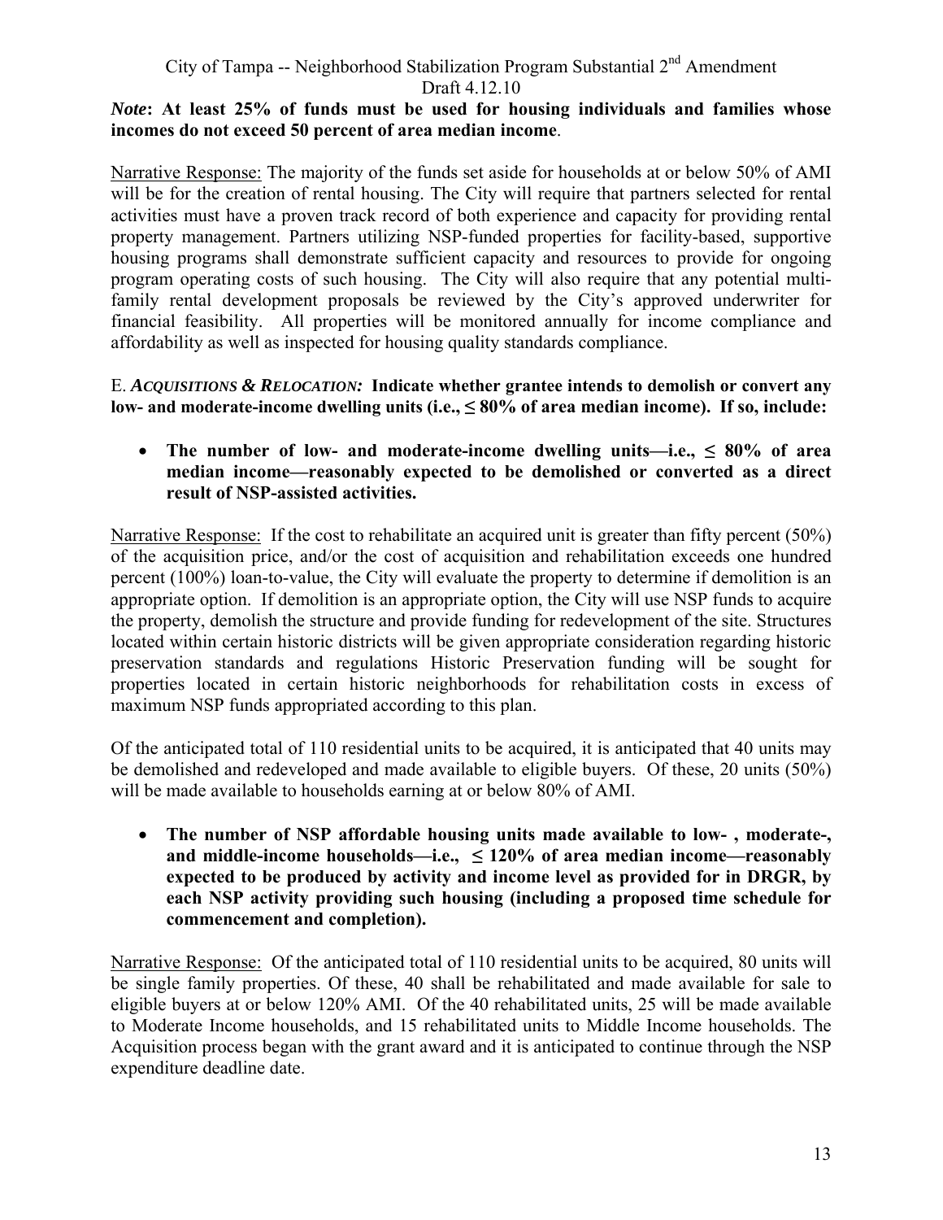***Note*: At least 25% of funds must be used for housing individuals and families whose incomes do not exceed 50 percent of area median income**.

Narrative Response: The majority of the funds set aside for households at or below 50% of AMI will be for the creation of rental housing. The City will require that partners selected for rental activities must have a proven track record of both experience and capacity for providing rental property management. Partners utilizing NSP-funded properties for facility-based, supportive housing programs shall demonstrate sufficient capacity and resources to provide for ongoing program operating costs of such housing. The City will also require that any potential multi-family rental development proposals be reviewed by the City's approved underwriter for financial feasibility. All properties will be monitored annually for income compliance and affordability as well as inspected for housing quality standards compliance.

E. ***ACQUISITIONS & RELOCATION:*** **Indicate whether grantee intends to demolish or convert any low- and moderate-income dwelling units (i.e., ≤ 80% of area median income). If so, include:**

- **The number of low- and moderate-income dwelling units—i.e., ≤ 80% of area median income—reasonably expected to be demolished or converted as a direct result of NSP-assisted activities.**

Narrative Response: If the cost to rehabilitate an acquired unit is greater than fifty percent (50%) of the acquisition price, and/or the cost of acquisition and rehabilitation exceeds one hundred percent (100%) loan-to-value, the City will evaluate the property to determine if demolition is an appropriate option. If demolition is an appropriate option, the City will use NSP funds to acquire the property, demolish the structure and provide funding for redevelopment of the site. Structures located within certain historic districts will be given appropriate consideration regarding historic preservation standards and regulations Historic Preservation funding will be sought for properties located in certain historic neighborhoods for rehabilitation costs in excess of maximum NSP funds appropriated according to this plan.

Of the anticipated total of 110 residential units to be acquired, it is anticipated that 40 units may be demolished and redeveloped and made available to eligible buyers. Of these, 20 units (50%) will be made available to households earning at or below 80% of AMI.

- **The number of NSP affordable housing units made available to low- , moderate-, and middle-income households—i.e., ≤ 120% of area median income—reasonably expected to be produced by activity and income level as provided for in DRGR, by each NSP activity providing such housing (including a proposed time schedule for commencement and completion).**

Narrative Response: Of the anticipated total of 110 residential units to be acquired, 80 units will be single family properties. Of these, 40 shall be rehabilitated and made available for sale to eligible buyers at or below 120% AMI. Of the 40 rehabilitated units, 25 will be made available to Moderate Income households, and 15 rehabilitated units to Middle Income households. The Acquisition process began with the grant award and it is anticipated to continue through the NSP expenditure deadline date.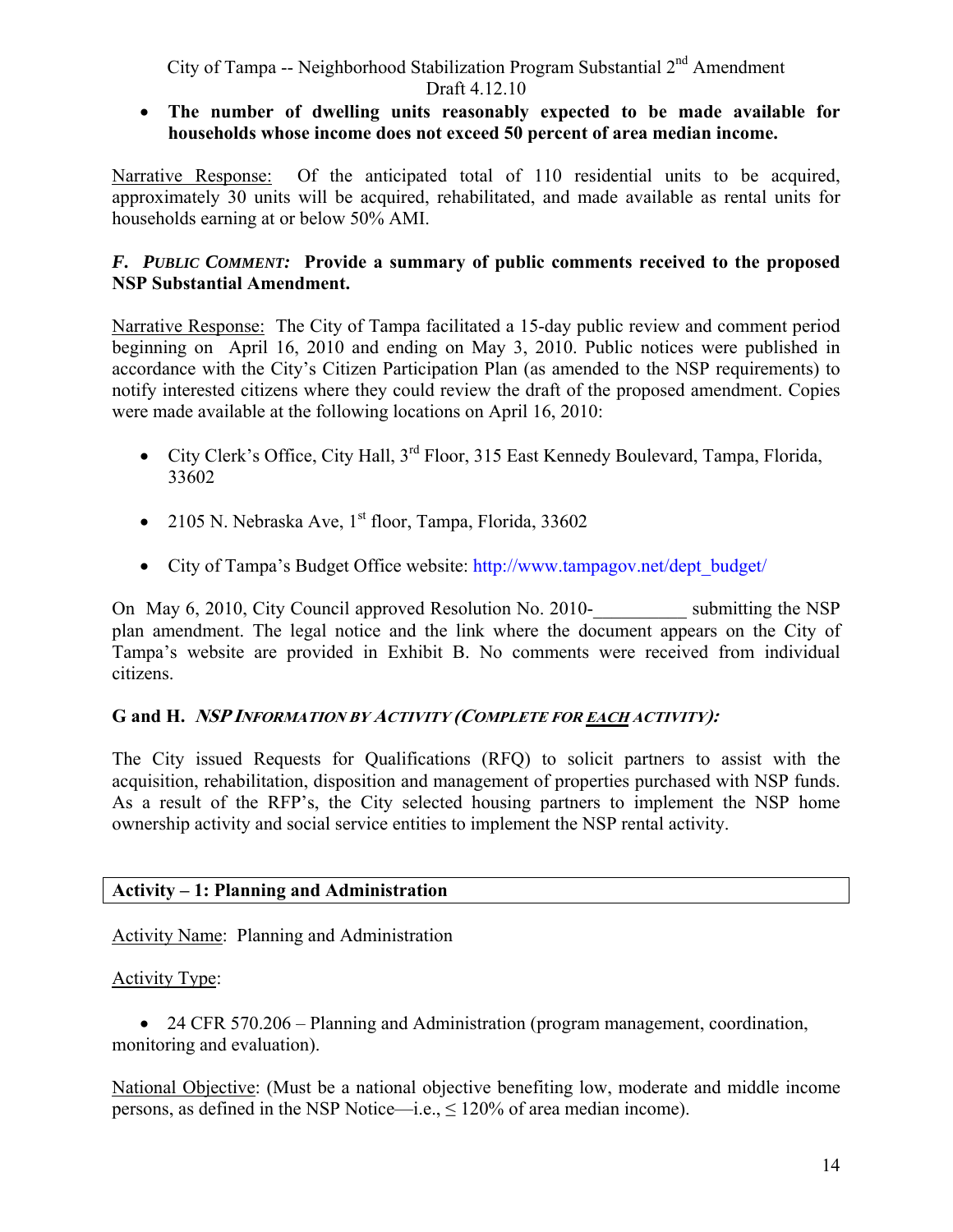- **The number of dwelling units reasonably expected to be made available for households whose income does not exceed 50 percent of area median income.**

Narrative Response: Of the anticipated total of 110 residential units to be acquired, approximately 30 units will be acquired, rehabilitated, and made available as rental units for households earning at or below 50% AMI.

**F. *PUBLIC COMMENT:* Provide a summary of public comments received to the proposed NSP Substantial Amendment.**

Narrative Response: The City of Tampa facilitated a 15-day public review and comment period beginning on April 16, 2010 and ending on May 3, 2010. Public notices were published in accordance with the City's Citizen Participation Plan (as amended to the NSP requirements) to notify interested citizens where they could review the draft of the proposed amendment. Copies were made available at the following locations on April 16, 2010:

- City Clerk's Office, City Hall, 3rd Floor, 315 East Kennedy Boulevard, Tampa, Florida, 33602
- 2105 N. Nebraska Ave, 1st floor, Tampa, Florida, 33602
- City of Tampa's Budget Office website: http://www.tampagov.net/dept_budget/

On May 6, 2010, City Council approved Resolution No. 2010-__________ submitting the NSP plan amendment. The legal notice and the link where the document appears on the City of Tampa's website are provided in Exhibit B. No comments were received from individual citizens.

**G and H. *NSP INFORMATION BY ACTIVITY (COMPLETE FOR EACH ACTIVITY):***

The City issued Requests for Qualifications (RFQ) to solicit partners to assist with the acquisition, rehabilitation, disposition and management of properties purchased with NSP funds. As a result of the RFP's, the City selected housing partners to implement the NSP home ownership activity and social service entities to implement the NSP rental activity.

| **Activity – 1: Planning and Administration** |
|---|

Activity Name: Planning and Administration

Activity Type:

- 24 CFR 570.206 – Planning and Administration (program management, coordination, monitoring and evaluation).

National Objective: (Must be a national objective benefiting low, moderate and middle income persons, as defined in the NSP Notice—i.e., ≤ 120% of area median income).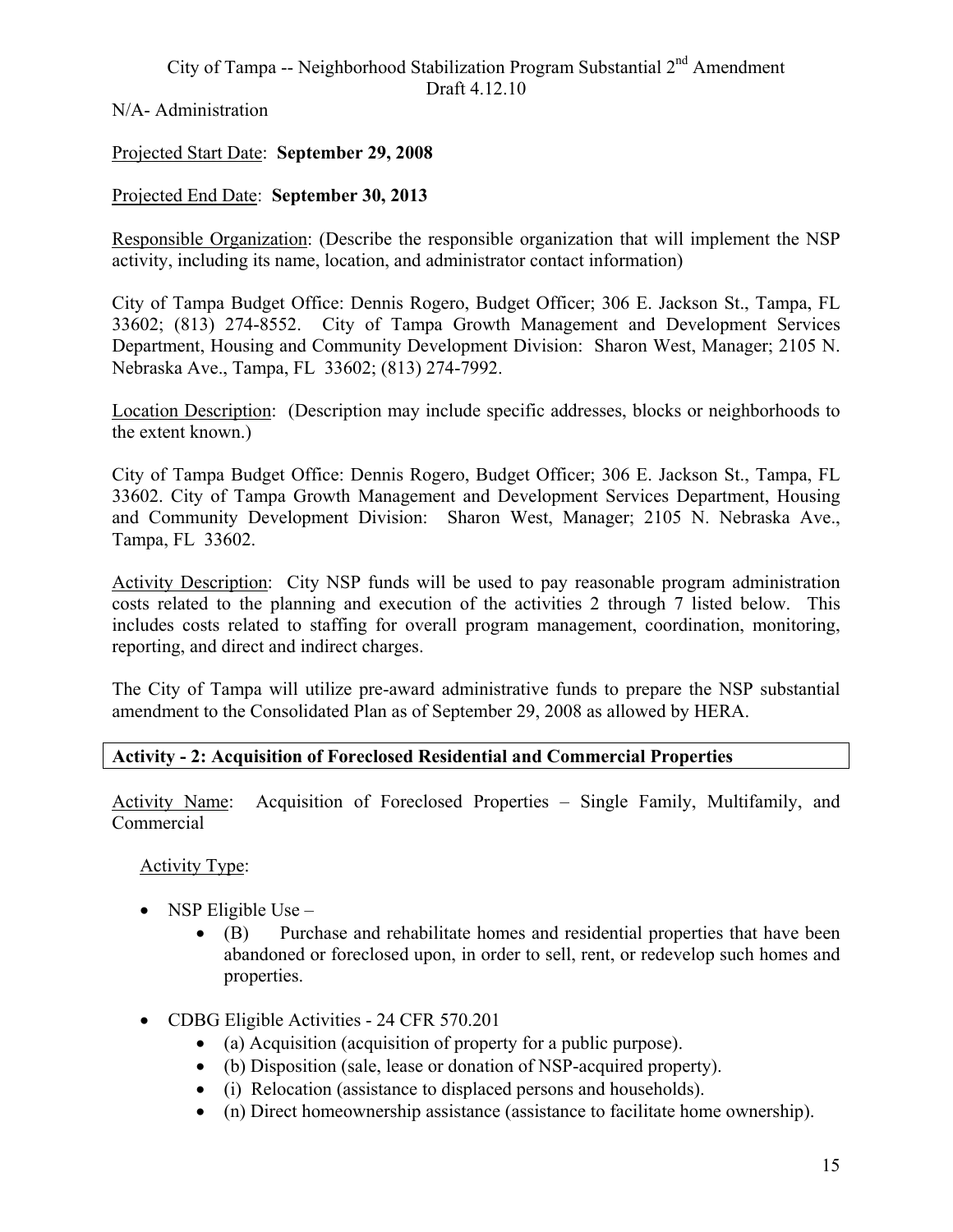N/A- Administration

Projected Start Date: **September 29, 2008**

Projected End Date: **September 30, 2013**

Responsible Organization: (Describe the responsible organization that will implement the NSP activity, including its name, location, and administrator contact information)

City of Tampa Budget Office: Dennis Rogero, Budget Officer; 306 E. Jackson St., Tampa, FL 33602; (813) 274-8552. City of Tampa Growth Management and Development Services Department, Housing and Community Development Division: Sharon West, Manager; 2105 N. Nebraska Ave., Tampa, FL 33602; (813) 274-7992.

Location Description: (Description may include specific addresses, blocks or neighborhoods to the extent known.)

City of Tampa Budget Office: Dennis Rogero, Budget Officer; 306 E. Jackson St., Tampa, FL 33602. City of Tampa Growth Management and Development Services Department, Housing and Community Development Division: Sharon West, Manager; 2105 N. Nebraska Ave., Tampa, FL 33602.

Activity Description: City NSP funds will be used to pay reasonable program administration costs related to the planning and execution of the activities 2 through 7 listed below. This includes costs related to staffing for overall program management, coordination, monitoring, reporting, and direct and indirect charges.

The City of Tampa will utilize pre-award administrative funds to prepare the NSP substantial amendment to the Consolidated Plan as of September 29, 2008 as allowed by HERA.

**Activity - 2: Acquisition of Foreclosed Residential and Commercial Properties**

Activity Name: Acquisition of Foreclosed Properties – Single Family, Multifamily, and Commercial

Activity Type:

- NSP Eligible Use –
  - (B) Purchase and rehabilitate homes and residential properties that have been abandoned or foreclosed upon, in order to sell, rent, or redevelop such homes and properties.
- CDBG Eligible Activities - 24 CFR 570.201
  - (a) Acquisition (acquisition of property for a public purpose).
  - (b) Disposition (sale, lease or donation of NSP-acquired property).
  - (i) Relocation (assistance to displaced persons and households).
  - (n) Direct homeownership assistance (assistance to facilitate home ownership).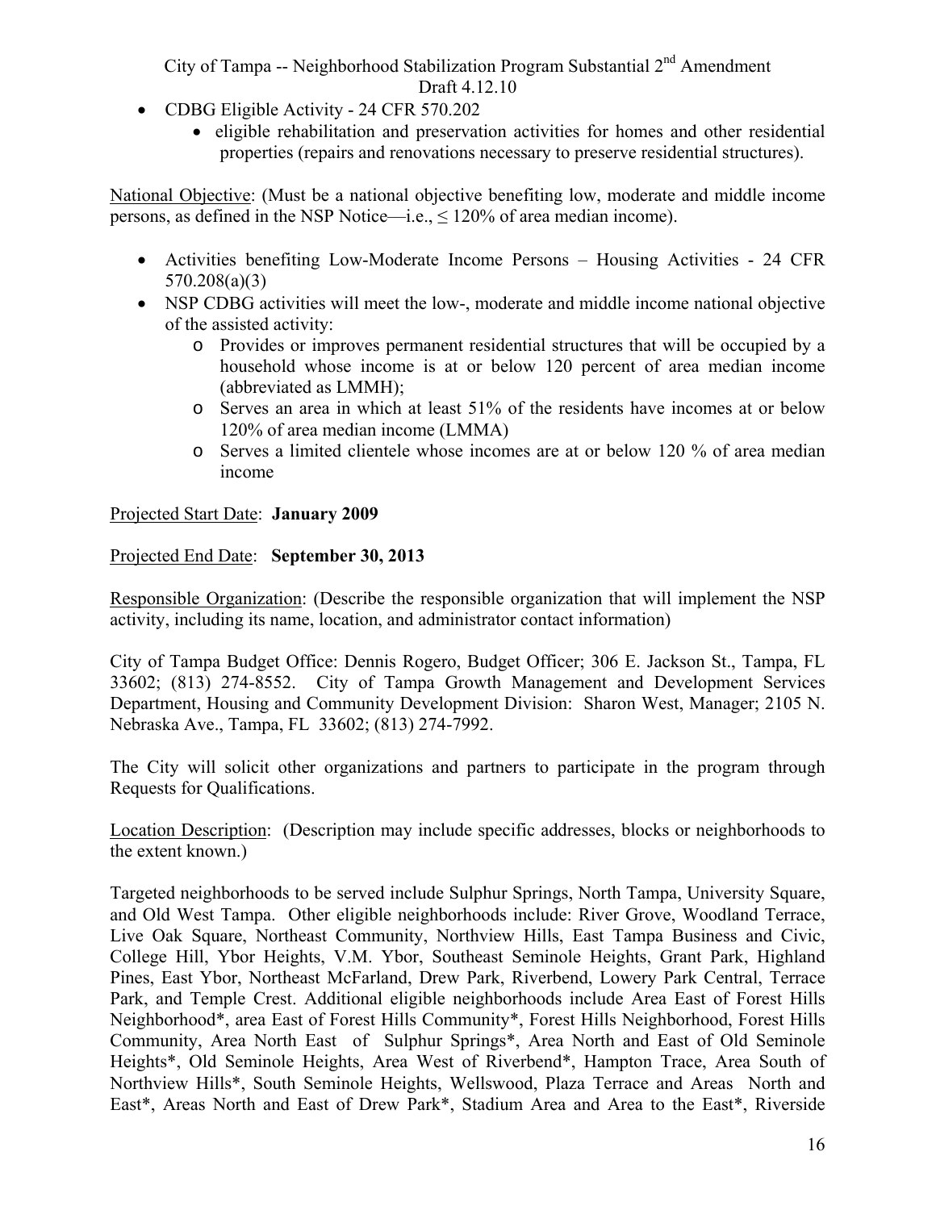- CDBG Eligible Activity - 24 CFR 570.202
  - eligible rehabilitation and preservation activities for homes and other residential properties (repairs and renovations necessary to preserve residential structures).

National Objective: (Must be a national objective benefiting low, moderate and middle income persons, as defined in the NSP Notice—i.e., ≤ 120% of area median income).

- Activities benefiting Low-Moderate Income Persons – Housing Activities - 24 CFR 570.208(a)(3)
- NSP CDBG activities will meet the low-, moderate and middle income national objective of the assisted activity:
  - Provides or improves permanent residential structures that will be occupied by a household whose income is at or below 120 percent of area median income (abbreviated as LMMH);
  - Serves an area in which at least 51% of the residents have incomes at or below 120% of area median income (LMMA)
  - Serves a limited clientele whose incomes are at or below 120 % of area median income

Projected Start Date: **January 2009**

Projected End Date: **September 30, 2013**

Responsible Organization: (Describe the responsible organization that will implement the NSP activity, including its name, location, and administrator contact information)

City of Tampa Budget Office: Dennis Rogero, Budget Officer; 306 E. Jackson St., Tampa, FL 33602; (813) 274-8552. City of Tampa Growth Management and Development Services Department, Housing and Community Development Division: Sharon West, Manager; 2105 N. Nebraska Ave., Tampa, FL 33602; (813) 274-7992.

The City will solicit other organizations and partners to participate in the program through Requests for Qualifications.

Location Description: (Description may include specific addresses, blocks or neighborhoods to the extent known.)

Targeted neighborhoods to be served include Sulphur Springs, North Tampa, University Square, and Old West Tampa. Other eligible neighborhoods include: River Grove, Woodland Terrace, Live Oak Square, Northeast Community, Northview Hills, East Tampa Business and Civic, College Hill, Ybor Heights, V.M. Ybor, Southeast Seminole Heights, Grant Park, Highland Pines, East Ybor, Northeast McFarland, Drew Park, Riverbend, Lowery Park Central, Terrace Park, and Temple Crest. Additional eligible neighborhoods include Area East of Forest Hills Neighborhood*, area East of Forest Hills Community*, Forest Hills Neighborhood, Forest Hills Community, Area North East of Sulphur Springs*, Area North and East of Old Seminole Heights*, Old Seminole Heights, Area West of Riverbend*, Hampton Trace, Area South of Northview Hills*, South Seminole Heights, Wellswood, Plaza Terrace and Areas North and East*, Areas North and East of Drew Park*, Stadium Area and Area to the East*, Riverside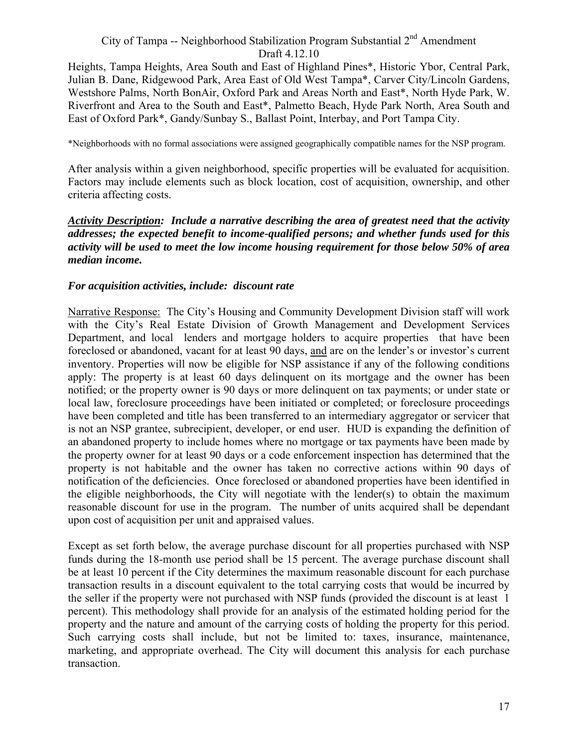Heights, Tampa Heights, Area South and East of Highland Pines*, Historic Ybor, Central Park, Julian B. Dane, Ridgewood Park, Area East of Old West Tampa*, Carver City/Lincoln Gardens, Westshore Palms, North BonAir, Oxford Park and Areas North and East*, North Hyde Park, W. Riverfront and Area to the South and East*, Palmetto Beach, Hyde Park North, Area South and East of Oxford Park*, Gandy/Sunbay S., Ballast Point, Interbay, and Port Tampa City.

*Neighborhoods with no formal associations were assigned geographically compatible names for the NSP program.

After analysis within a given neighborhood, specific properties will be evaluated for acquisition. Factors may include elements such as block location, cost of acquisition, ownership, and other criteria affecting costs.

***Activity Description**: Include a narrative describing the area of greatest need that the activity addresses; the expected benefit to income-qualified persons; and whether funds used for this activity will be used to meet the low income housing requirement for those below 50% of area median income.*

***For acquisition activities, include: discount rate***

Narrative Response: The City's Housing and Community Development Division staff will work with the City's Real Estate Division of Growth Management and Development Services Department, and local lenders and mortgage holders to acquire properties that have been foreclosed or abandoned, vacant for at least 90 days, and are on the lender's or investor's current inventory. Properties will now be eligible for NSP assistance if any of the following conditions apply: The property is at least 60 days delinquent on its mortgage and the owner has been notified; or the property owner is 90 days or more delinquent on tax payments; or under state or local law, foreclosure proceedings have been initiated or completed; or foreclosure proceedings have been completed and title has been transferred to an intermediary aggregator or servicer that is not an NSP grantee, subrecipient, developer, or end user. HUD is expanding the definition of an abandoned property to include homes where no mortgage or tax payments have been made by the property owner for at least 90 days or a code enforcement inspection has determined that the property is not habitable and the owner has taken no corrective actions within 90 days of notification of the deficiencies. Once foreclosed or abandoned properties have been identified in the eligible neighborhoods, the City will negotiate with the lender(s) to obtain the maximum reasonable discount for use in the program. The number of units acquired shall be dependant upon cost of acquisition per unit and appraised values.

Except as set forth below, the average purchase discount for all properties purchased with NSP funds during the 18-month use period shall be 15 percent. The average purchase discount shall be at least 10 percent if the City determines the maximum reasonable discount for each purchase transaction results in a discount equivalent to the total carrying costs that would be incurred by the seller if the property were not purchased with NSP funds (provided the discount is at least 1 percent). This methodology shall provide for an analysis of the estimated holding period for the property and the nature and amount of the carrying costs of holding the property for this period. Such carrying costs shall include, but not be limited to: taxes, insurance, maintenance, marketing, and appropriate overhead. The City will document this analysis for each purchase transaction.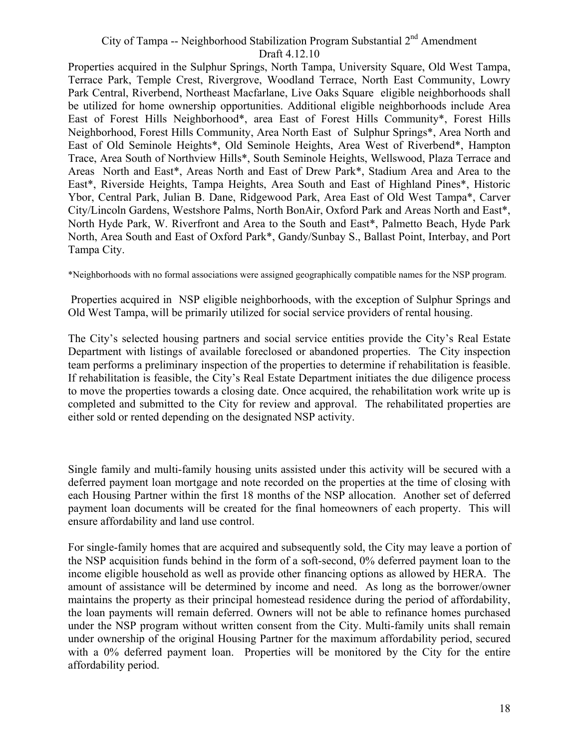Properties acquired in the Sulphur Springs, North Tampa, University Square, Old West Tampa, Terrace Park, Temple Crest, Rivergrove, Woodland Terrace, North East Community, Lowry Park Central, Riverbend, Northeast Macfarlane, Live Oaks Square eligible neighborhoods shall be utilized for home ownership opportunities. Additional eligible neighborhoods include Area East of Forest Hills Neighborhood*, area East of Forest Hills Community*, Forest Hills Neighborhood, Forest Hills Community, Area North East of Sulphur Springs*, Area North and East of Old Seminole Heights*, Old Seminole Heights, Area West of Riverbend*, Hampton Trace, Area South of Northview Hills*, South Seminole Heights, Wellswood, Plaza Terrace and Areas North and East*, Areas North and East of Drew Park*, Stadium Area and Area to the East*, Riverside Heights, Tampa Heights, Area South and East of Highland Pines*, Historic Ybor, Central Park, Julian B. Dane, Ridgewood Park, Area East of Old West Tampa*, Carver City/Lincoln Gardens, Westshore Palms, North BonAir, Oxford Park and Areas North and East*, North Hyde Park, W. Riverfront and Area to the South and East*, Palmetto Beach, Hyde Park North, Area South and East of Oxford Park*, Gandy/Sunbay S., Ballast Point, Interbay, and Port Tampa City.

*Neighborhoods with no formal associations were assigned geographically compatible names for the NSP program.

Properties acquired in NSP eligible neighborhoods, with the exception of Sulphur Springs and Old West Tampa, will be primarily utilized for social service providers of rental housing.

The City's selected housing partners and social service entities provide the City's Real Estate Department with listings of available foreclosed or abandoned properties. The City inspection team performs a preliminary inspection of the properties to determine if rehabilitation is feasible. If rehabilitation is feasible, the City's Real Estate Department initiates the due diligence process to move the properties towards a closing date. Once acquired, the rehabilitation work write up is completed and submitted to the City for review and approval. The rehabilitated properties are either sold or rented depending on the designated NSP activity.

Single family and multi-family housing units assisted under this activity will be secured with a deferred payment loan mortgage and note recorded on the properties at the time of closing with each Housing Partner within the first 18 months of the NSP allocation. Another set of deferred payment loan documents will be created for the final homeowners of each property. This will ensure affordability and land use control.

For single-family homes that are acquired and subsequently sold, the City may leave a portion of the NSP acquisition funds behind in the form of a soft-second, 0% deferred payment loan to the income eligible household as well as provide other financing options as allowed by HERA. The amount of assistance will be determined by income and need. As long as the borrower/owner maintains the property as their principal homestead residence during the period of affordability, the loan payments will remain deferred. Owners will not be able to refinance homes purchased under the NSP program without written consent from the City. Multi-family units shall remain under ownership of the original Housing Partner for the maximum affordability period, secured with a 0% deferred payment loan. Properties will be monitored by the City for the entire affordability period.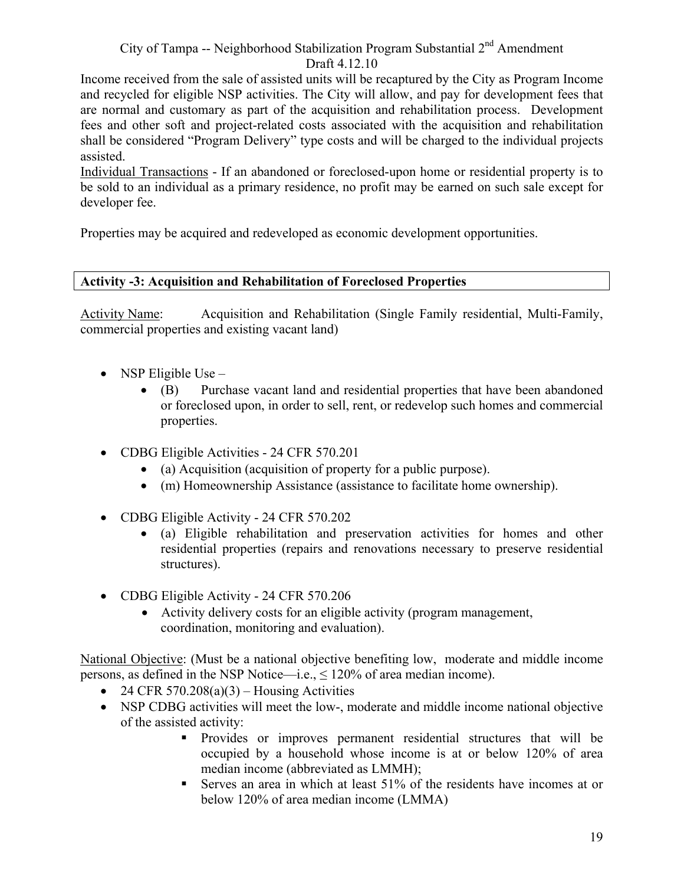Income received from the sale of assisted units will be recaptured by the City as Program Income and recycled for eligible NSP activities. The City will allow, and pay for development fees that are normal and customary as part of the acquisition and rehabilitation process. Development fees and other soft and project-related costs associated with the acquisition and rehabilitation shall be considered "Program Delivery" type costs and will be charged to the individual projects assisted.

Individual Transactions - If an abandoned or foreclosed-upon home or residential property is to be sold to an individual as a primary residence, no profit may be earned on such sale except for developer fee.

Properties may be acquired and redeveloped as economic development opportunities.

**Activity -3: Acquisition and Rehabilitation of Foreclosed Properties**

Activity Name: Acquisition and Rehabilitation (Single Family residential, Multi-Family, commercial properties and existing vacant land)

- NSP Eligible Use –
  - (B) Purchase vacant land and residential properties that have been abandoned or foreclosed upon, in order to sell, rent, or redevelop such homes and commercial properties.
- CDBG Eligible Activities - 24 CFR 570.201
  - (a) Acquisition (acquisition of property for a public purpose).
  - (m) Homeownership Assistance (assistance to facilitate home ownership).
- CDBG Eligible Activity - 24 CFR 570.202
  - (a) Eligible rehabilitation and preservation activities for homes and other residential properties (repairs and renovations necessary to preserve residential structures).
- CDBG Eligible Activity - 24 CFR 570.206
  - Activity delivery costs for an eligible activity (program management, coordination, monitoring and evaluation).

National Objective: (Must be a national objective benefiting low, moderate and middle income persons, as defined in the NSP Notice—i.e., ≤ 120% of area median income).

- 24 CFR 570.208(a)(3) – Housing Activities
- NSP CDBG activities will meet the low-, moderate and middle income national objective of the assisted activity:
  - Provides or improves permanent residential structures that will be occupied by a household whose income is at or below 120% of area median income (abbreviated as LMMH);
  - Serves an area in which at least 51% of the residents have incomes at or below 120% of area median income (LMMA)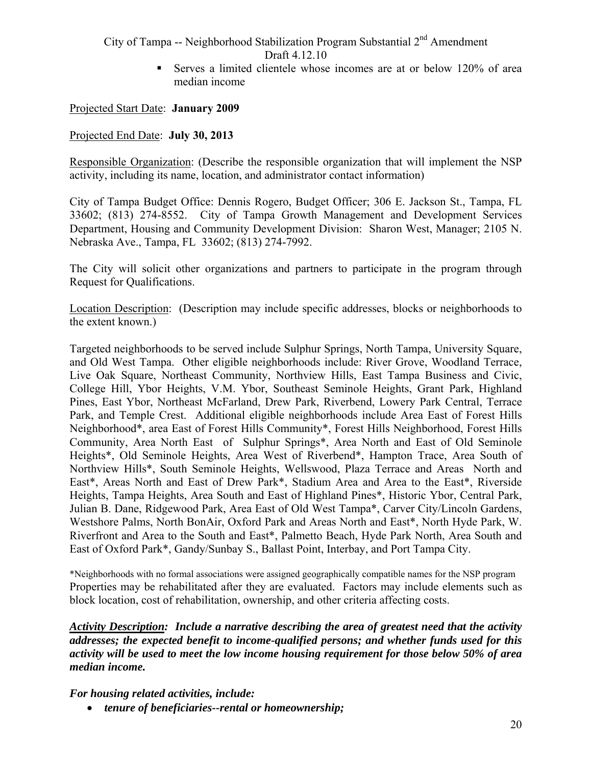- Serves a limited clientele whose incomes are at or below 120% of area median income

Projected Start Date: **January 2009**

Projected End Date: **July 30, 2013**

Responsible Organization: (Describe the responsible organization that will implement the NSP activity, including its name, location, and administrator contact information)

City of Tampa Budget Office: Dennis Rogero, Budget Officer; 306 E. Jackson St., Tampa, FL 33602; (813) 274-8552. City of Tampa Growth Management and Development Services Department, Housing and Community Development Division: Sharon West, Manager; 2105 N. Nebraska Ave., Tampa, FL 33602; (813) 274-7992.

The City will solicit other organizations and partners to participate in the program through Request for Qualifications.

Location Description: (Description may include specific addresses, blocks or neighborhoods to the extent known.)

Targeted neighborhoods to be served include Sulphur Springs, North Tampa, University Square, and Old West Tampa. Other eligible neighborhoods include: River Grove, Woodland Terrace, Live Oak Square, Northeast Community, Northview Hills, East Tampa Business and Civic, College Hill, Ybor Heights, V.M. Ybor, Southeast Seminole Heights, Grant Park, Highland Pines, East Ybor, Northeast McFarland, Drew Park, Riverbend, Lowery Park Central, Terrace Park, and Temple Crest. Additional eligible neighborhoods include Area East of Forest Hills Neighborhood*, area East of Forest Hills Community*, Forest Hills Neighborhood, Forest Hills Community, Area North East of Sulphur Springs*, Area North and East of Old Seminole Heights*, Old Seminole Heights, Area West of Riverbend*, Hampton Trace, Area South of Northview Hills*, South Seminole Heights, Wellswood, Plaza Terrace and Areas North and East*, Areas North and East of Drew Park*, Stadium Area and Area to the East*, Riverside Heights, Tampa Heights, Area South and East of Highland Pines*, Historic Ybor, Central Park, Julian B. Dane, Ridgewood Park, Area East of Old West Tampa*, Carver City/Lincoln Gardens, Westshore Palms, North BonAir, Oxford Park and Areas North and East*, North Hyde Park, W. Riverfront and Area to the South and East*, Palmetto Beach, Hyde Park North, Area South and East of Oxford Park*, Gandy/Sunbay S., Ballast Point, Interbay, and Port Tampa City.

*Neighborhoods with no formal associations were assigned geographically compatible names for the NSP program

Properties may be rehabilitated after they are evaluated. Factors may include elements such as block location, cost of rehabilitation, ownership, and other criteria affecting costs.

***Activity Description**: Include a narrative describing the area of greatest need that the activity addresses; the expected benefit to income-qualified persons; and whether funds used for this activity will be used to meet the low income housing requirement for those below 50% of area median income.*

***For housing related activities, include:***

- ***tenure of beneficiaries--rental or homeownership;***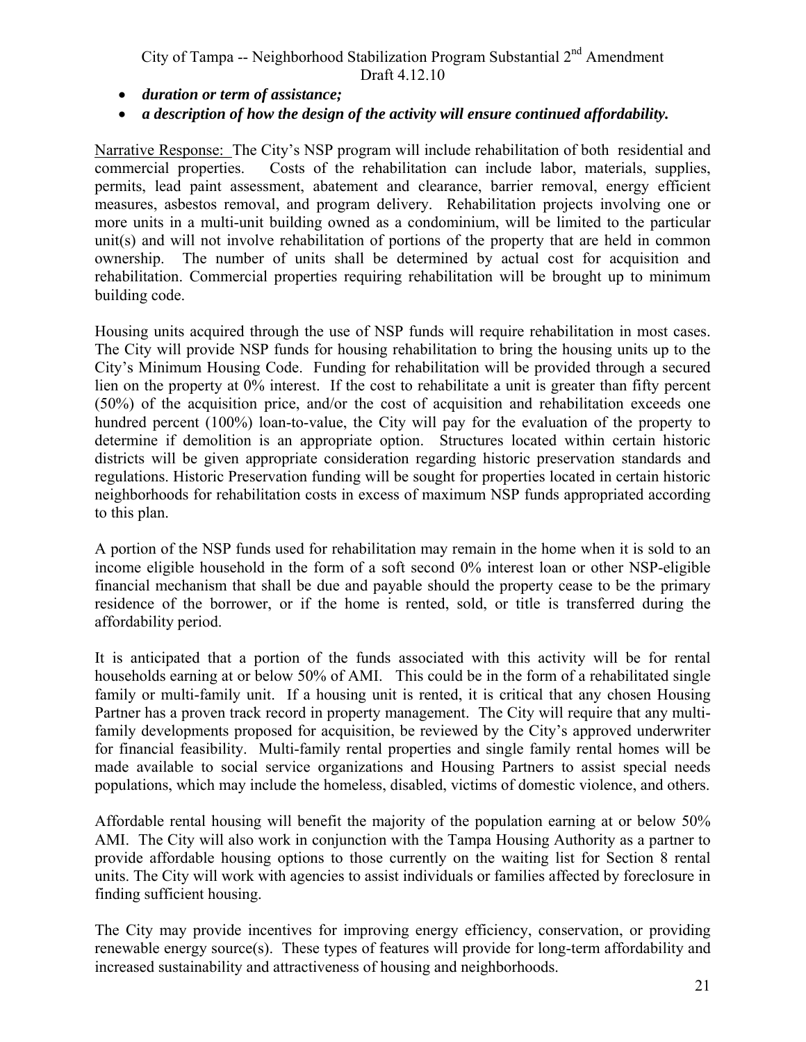- ***duration or term of assistance;***
- ***a description of how the design of the activity will ensure continued affordability.***

Narrative Response: The City's NSP program will include rehabilitation of both residential and commercial properties. Costs of the rehabilitation can include labor, materials, supplies, permits, lead paint assessment, abatement and clearance, barrier removal, energy efficient measures, asbestos removal, and program delivery. Rehabilitation projects involving one or more units in a multi-unit building owned as a condominium, will be limited to the particular unit(s) and will not involve rehabilitation of portions of the property that are held in common ownership. The number of units shall be determined by actual cost for acquisition and rehabilitation. Commercial properties requiring rehabilitation will be brought up to minimum building code.

Housing units acquired through the use of NSP funds will require rehabilitation in most cases. The City will provide NSP funds for housing rehabilitation to bring the housing units up to the City's Minimum Housing Code. Funding for rehabilitation will be provided through a secured lien on the property at 0% interest. If the cost to rehabilitate a unit is greater than fifty percent (50%) of the acquisition price, and/or the cost of acquisition and rehabilitation exceeds one hundred percent (100%) loan-to-value, the City will pay for the evaluation of the property to determine if demolition is an appropriate option. Structures located within certain historic districts will be given appropriate consideration regarding historic preservation standards and regulations. Historic Preservation funding will be sought for properties located in certain historic neighborhoods for rehabilitation costs in excess of maximum NSP funds appropriated according to this plan.

A portion of the NSP funds used for rehabilitation may remain in the home when it is sold to an income eligible household in the form of a soft second 0% interest loan or other NSP-eligible financial mechanism that shall be due and payable should the property cease to be the primary residence of the borrower, or if the home is rented, sold, or title is transferred during the affordability period.

It is anticipated that a portion of the funds associated with this activity will be for rental households earning at or below 50% of AMI. This could be in the form of a rehabilitated single family or multi-family unit. If a housing unit is rented, it is critical that any chosen Housing Partner has a proven track record in property management. The City will require that any multi-family developments proposed for acquisition, be reviewed by the City's approved underwriter for financial feasibility. Multi-family rental properties and single family rental homes will be made available to social service organizations and Housing Partners to assist special needs populations, which may include the homeless, disabled, victims of domestic violence, and others.

Affordable rental housing will benefit the majority of the population earning at or below 50% AMI. The City will also work in conjunction with the Tampa Housing Authority as a partner to provide affordable housing options to those currently on the waiting list for Section 8 rental units. The City will work with agencies to assist individuals or families affected by foreclosure in finding sufficient housing.

The City may provide incentives for improving energy efficiency, conservation, or providing renewable energy source(s). These types of features will provide for long-term affordability and increased sustainability and attractiveness of housing and neighborhoods.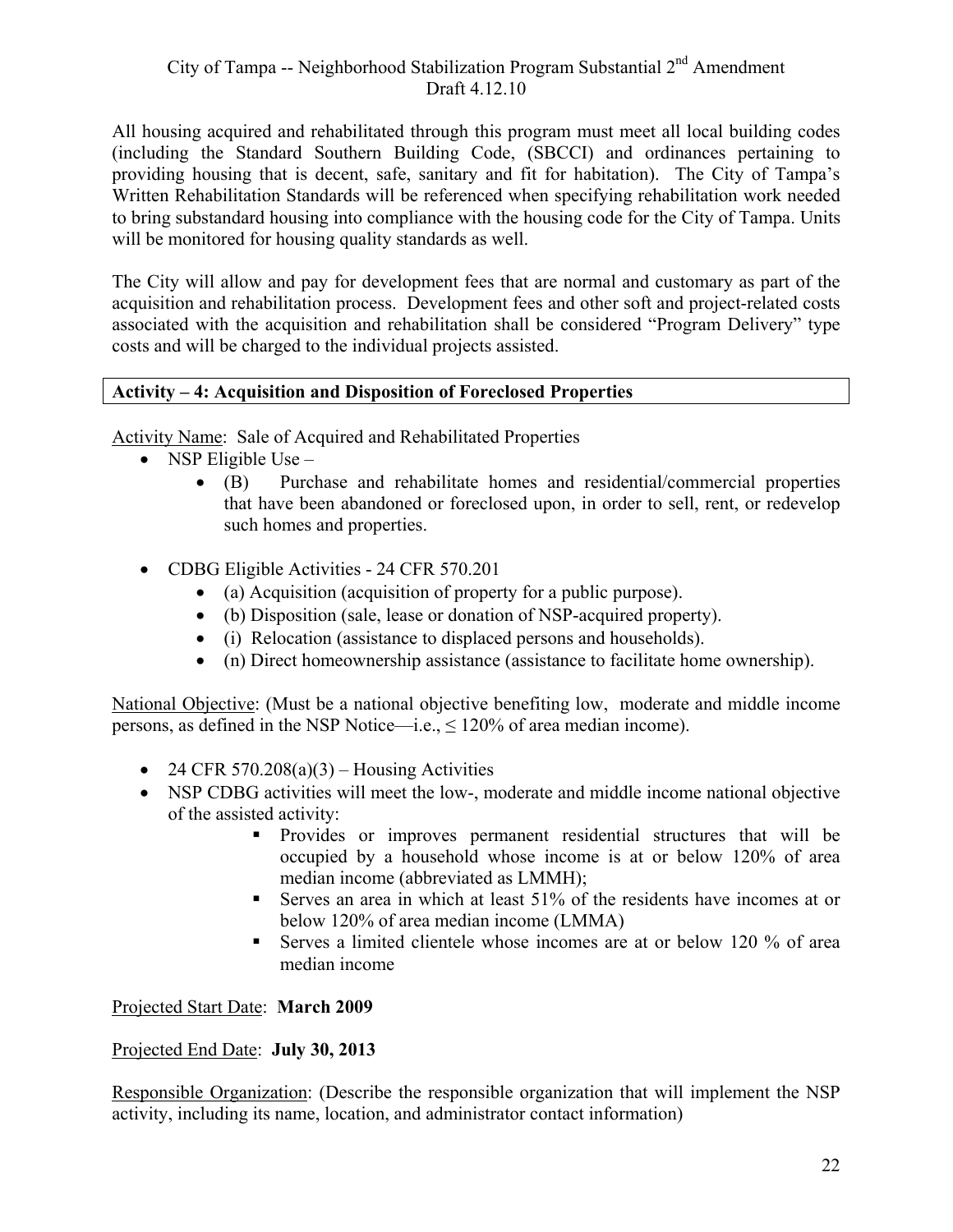All housing acquired and rehabilitated through this program must meet all local building codes (including the Standard Southern Building Code, (SBCCI) and ordinances pertaining to providing housing that is decent, safe, sanitary and fit for habitation). The City of Tampa's Written Rehabilitation Standards will be referenced when specifying rehabilitation work needed to bring substandard housing into compliance with the housing code for the City of Tampa. Units will be monitored for housing quality standards as well.

The City will allow and pay for development fees that are normal and customary as part of the acquisition and rehabilitation process. Development fees and other soft and project-related costs associated with the acquisition and rehabilitation shall be considered "Program Delivery" type costs and will be charged to the individual projects assisted.

**Activity – 4: Acquisition and Disposition of Foreclosed Properties**

Activity Name: Sale of Acquired and Rehabilitated Properties

- NSP Eligible Use –
  - (B) Purchase and rehabilitate homes and residential/commercial properties that have been abandoned or foreclosed upon, in order to sell, rent, or redevelop such homes and properties.

- CDBG Eligible Activities - 24 CFR 570.201
  - (a) Acquisition (acquisition of property for a public purpose).
  - (b) Disposition (sale, lease or donation of NSP-acquired property).
  - (i) Relocation (assistance to displaced persons and households).
  - (n) Direct homeownership assistance (assistance to facilitate home ownership).

National Objective: (Must be a national objective benefiting low, moderate and middle income persons, as defined in the NSP Notice—i.e., ≤ 120% of area median income).

- 24 CFR 570.208(a)(3) – Housing Activities
- NSP CDBG activities will meet the low-, moderate and middle income national objective of the assisted activity:
  - Provides or improves permanent residential structures that will be occupied by a household whose income is at or below 120% of area median income (abbreviated as LMMH);
  - Serves an area in which at least 51% of the residents have incomes at or below 120% of area median income (LMMA)
  - Serves a limited clientele whose incomes are at or below 120 % of area median income

Projected Start Date: **March 2009**

Projected End Date: **July 30, 2013**

Responsible Organization: (Describe the responsible organization that will implement the NSP activity, including its name, location, and administrator contact information)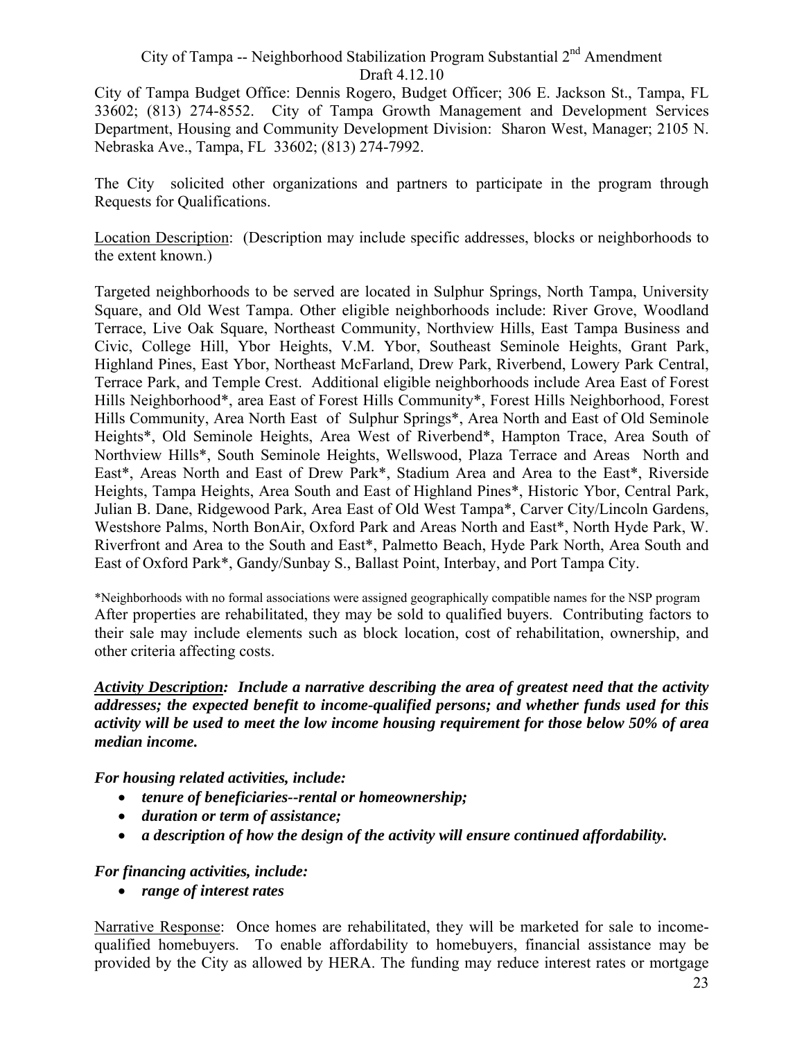City of Tampa Budget Office: Dennis Rogero, Budget Officer; 306 E. Jackson St., Tampa, FL 33602; (813) 274-8552. City of Tampa Growth Management and Development Services Department, Housing and Community Development Division: Sharon West, Manager; 2105 N. Nebraska Ave., Tampa, FL 33602; (813) 274-7992.

The City solicited other organizations and partners to participate in the program through Requests for Qualifications.

Location Description: (Description may include specific addresses, blocks or neighborhoods to the extent known.)

Targeted neighborhoods to be served are located in Sulphur Springs, North Tampa, University Square, and Old West Tampa. Other eligible neighborhoods include: River Grove, Woodland Terrace, Live Oak Square, Northeast Community, Northview Hills, East Tampa Business and Civic, College Hill, Ybor Heights, V.M. Ybor, Southeast Seminole Heights, Grant Park, Highland Pines, East Ybor, Northeast McFarland, Drew Park, Riverbend, Lowery Park Central, Terrace Park, and Temple Crest. Additional eligible neighborhoods include Area East of Forest Hills Neighborhood*, area East of Forest Hills Community*, Forest Hills Neighborhood, Forest Hills Community, Area North East of Sulphur Springs*, Area North and East of Old Seminole Heights*, Old Seminole Heights, Area West of Riverbend*, Hampton Trace, Area South of Northview Hills*, South Seminole Heights, Wellswood, Plaza Terrace and Areas North and East*, Areas North and East of Drew Park*, Stadium Area and Area to the East*, Riverside Heights, Tampa Heights, Area South and East of Highland Pines*, Historic Ybor, Central Park, Julian B. Dane, Ridgewood Park, Area East of Old West Tampa*, Carver City/Lincoln Gardens, Westshore Palms, North BonAir, Oxford Park and Areas North and East*, North Hyde Park, W. Riverfront and Area to the South and East*, Palmetto Beach, Hyde Park North, Area South and East of Oxford Park*, Gandy/Sunbay S., Ballast Point, Interbay, and Port Tampa City.

*Neighborhoods with no formal associations were assigned geographically compatible names for the NSP program

After properties are rehabilitated, they may be sold to qualified buyers. Contributing factors to their sale may include elements such as block location, cost of rehabilitation, ownership, and other criteria affecting costs.

***Activity Description*: Include a narrative describing the area of greatest need that the activity addresses; the expected benefit to income-qualified persons; and whether funds used for this activity will be used to meet the low income housing requirement for those below 50% of area median income.**

***For housing related activities, include:***

- ***tenure of beneficiaries--rental or homeownership;***
- ***duration or term of assistance;***
- ***a description of how the design of the activity will ensure continued affordability.***

***For financing activities, include:***

- ***range of interest rates***

Narrative Response: Once homes are rehabilitated, they will be marketed for sale to income-qualified homebuyers. To enable affordability to homebuyers, financial assistance may be provided by the City as allowed by HERA. The funding may reduce interest rates or mortgage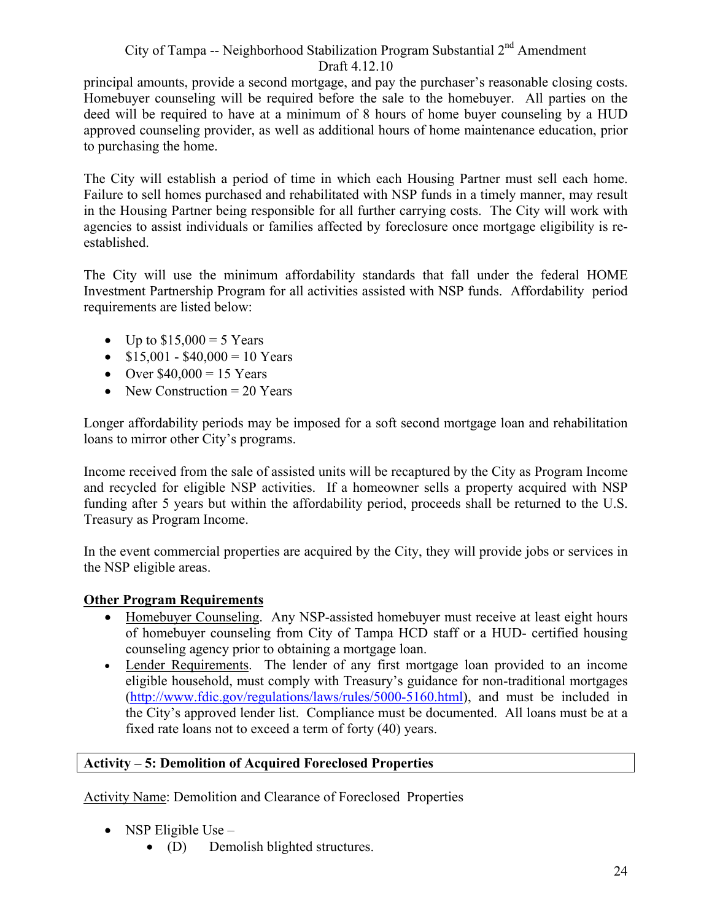principal amounts, provide a second mortgage, and pay the purchaser's reasonable closing costs. Homebuyer counseling will be required before the sale to the homebuyer. All parties on the deed will be required to have at a minimum of 8 hours of home buyer counseling by a HUD approved counseling provider, as well as additional hours of home maintenance education, prior to purchasing the home.

The City will establish a period of time in which each Housing Partner must sell each home. Failure to sell homes purchased and rehabilitated with NSP funds in a timely manner, may result in the Housing Partner being responsible for all further carrying costs. The City will work with agencies to assist individuals or families affected by foreclosure once mortgage eligibility is re-established.

The City will use the minimum affordability standards that fall under the federal HOME Investment Partnership Program for all activities assisted with NSP funds. Affordability period requirements are listed below:

- Up to $15,000 = 5 Years
- $15,001 - $40,000 = 10 Years
- Over $40,000 = 15 Years
- New Construction = 20 Years

Longer affordability periods may be imposed for a soft second mortgage loan and rehabilitation loans to mirror other City's programs.

Income received from the sale of assisted units will be recaptured by the City as Program Income and recycled for eligible NSP activities. If a homeowner sells a property acquired with NSP funding after 5 years but within the affordability period, proceeds shall be returned to the U.S. Treasury as Program Income.

In the event commercial properties are acquired by the City, they will provide jobs or services in the NSP eligible areas.

**Other Program Requirements**

- Homebuyer Counseling. Any NSP-assisted homebuyer must receive at least eight hours of homebuyer counseling from City of Tampa HCD staff or a HUD- certified housing counseling agency prior to obtaining a mortgage loan.
- Lender Requirements. The lender of any first mortgage loan provided to an income eligible household, must comply with Treasury's guidance for non-traditional mortgages (http://www.fdic.gov/regulations/laws/rules/5000-5160.html), and must be included in the City's approved lender list. Compliance must be documented. All loans must be at a fixed rate loans not to exceed a term of forty (40) years.

**Activity – 5: Demolition of Acquired Foreclosed Properties**

Activity Name: Demolition and Clearance of Foreclosed Properties

- NSP Eligible Use –
  - (D) Demolish blighted structures.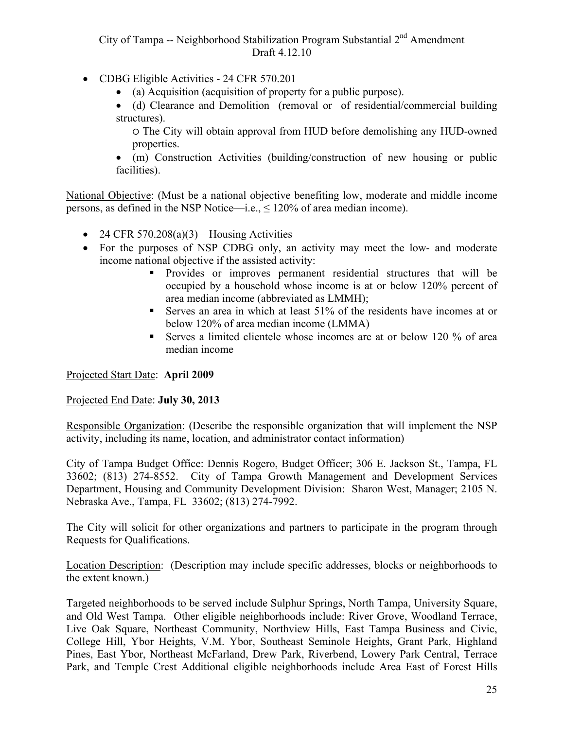- CDBG Eligible Activities - 24 CFR 570.201
    - (a) Acquisition (acquisition of property for a public purpose).
    - (d) Clearance and Demolition (removal or of residential/commercial building structures).
        - The City will obtain approval from HUD before demolishing any HUD-owned properties.
    - (m) Construction Activities (building/construction of new housing or public facilities).

National Objective: (Must be a national objective benefiting low, moderate and middle income persons, as defined in the NSP Notice—i.e., ≤ 120% of area median income).

- 24 CFR 570.208(a)(3) – Housing Activities
- For the purposes of NSP CDBG only, an activity may meet the low- and moderate income national objective if the assisted activity:
    - Provides or improves permanent residential structures that will be occupied by a household whose income is at or below 120% percent of area median income (abbreviated as LMMH);
    - Serves an area in which at least 51% of the residents have incomes at or below 120% of area median income (LMMA)
    - Serves a limited clientele whose incomes are at or below 120 % of area median income

Projected Start Date: **April 2009**

Projected End Date: **July 30, 2013**

Responsible Organization: (Describe the responsible organization that will implement the NSP activity, including its name, location, and administrator contact information)

City of Tampa Budget Office: Dennis Rogero, Budget Officer; 306 E. Jackson St., Tampa, FL 33602; (813) 274-8552. City of Tampa Growth Management and Development Services Department, Housing and Community Development Division: Sharon West, Manager; 2105 N. Nebraska Ave., Tampa, FL 33602; (813) 274-7992.

The City will solicit for other organizations and partners to participate in the program through Requests for Qualifications.

Location Description: (Description may include specific addresses, blocks or neighborhoods to the extent known.)

Targeted neighborhoods to be served include Sulphur Springs, North Tampa, University Square, and Old West Tampa. Other eligible neighborhoods include: River Grove, Woodland Terrace, Live Oak Square, Northeast Community, Northview Hills, East Tampa Business and Civic, College Hill, Ybor Heights, V.M. Ybor, Southeast Seminole Heights, Grant Park, Highland Pines, East Ybor, Northeast McFarland, Drew Park, Riverbend, Lowery Park Central, Terrace Park, and Temple Crest Additional eligible neighborhoods include Area East of Forest Hills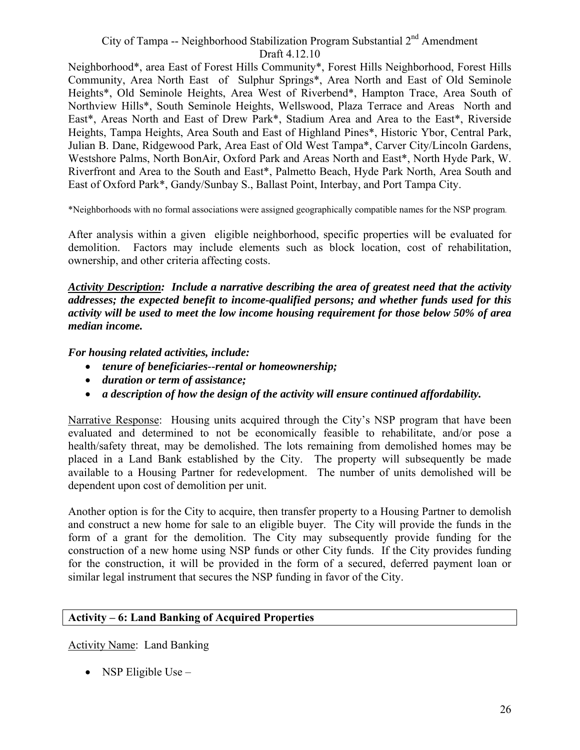Neighborhood*, area East of Forest Hills Community*, Forest Hills Neighborhood, Forest Hills Community, Area North East of Sulphur Springs*, Area North and East of Old Seminole Heights*, Old Seminole Heights, Area West of Riverbend*, Hampton Trace, Area South of Northview Hills*, South Seminole Heights, Wellswood, Plaza Terrace and Areas North and East*, Areas North and East of Drew Park*, Stadium Area and Area to the East*, Riverside Heights, Tampa Heights, Area South and East of Highland Pines*, Historic Ybor, Central Park, Julian B. Dane, Ridgewood Park, Area East of Old West Tampa*, Carver City/Lincoln Gardens, Westshore Palms, North BonAir, Oxford Park and Areas North and East*, North Hyde Park, W. Riverfront and Area to the South and East*, Palmetto Beach, Hyde Park North, Area South and East of Oxford Park*, Gandy/Sunbay S., Ballast Point, Interbay, and Port Tampa City.

*Neighborhoods with no formal associations were assigned geographically compatible names for the NSP program.

After analysis within a given eligible neighborhood, specific properties will be evaluated for demolition. Factors may include elements such as block location, cost of rehabilitation, ownership, and other criteria affecting costs.

***Activity Description**: Include a narrative describing the area of greatest need that the activity addresses; the expected benefit to income-qualified persons; and whether funds used for this activity will be used to meet the low income housing requirement for those below 50% of area median income.*

***For housing related activities, include:***

- ***tenure of beneficiaries--rental or homeownership;***
- ***duration or term of assistance;***
- ***a description of how the design of the activity will ensure continued affordability.***

Narrative Response: Housing units acquired through the City's NSP program that have been evaluated and determined to not be economically feasible to rehabilitate, and/or pose a health/safety threat, may be demolished. The lots remaining from demolished homes may be placed in a Land Bank established by the City. The property will subsequently be made available to a Housing Partner for redevelopment. The number of units demolished will be dependent upon cost of demolition per unit.

Another option is for the City to acquire, then transfer property to a Housing Partner to demolish and construct a new home for sale to an eligible buyer. The City will provide the funds in the form of a grant for the demolition. The City may subsequently provide funding for the construction of a new home using NSP funds or other City funds. If the City provides funding for the construction, it will be provided in the form of a secured, deferred payment loan or similar legal instrument that secures the NSP funding in favor of the City.

**Activity – 6: Land Banking of Acquired Properties**

Activity Name: Land Banking

- NSP Eligible Use –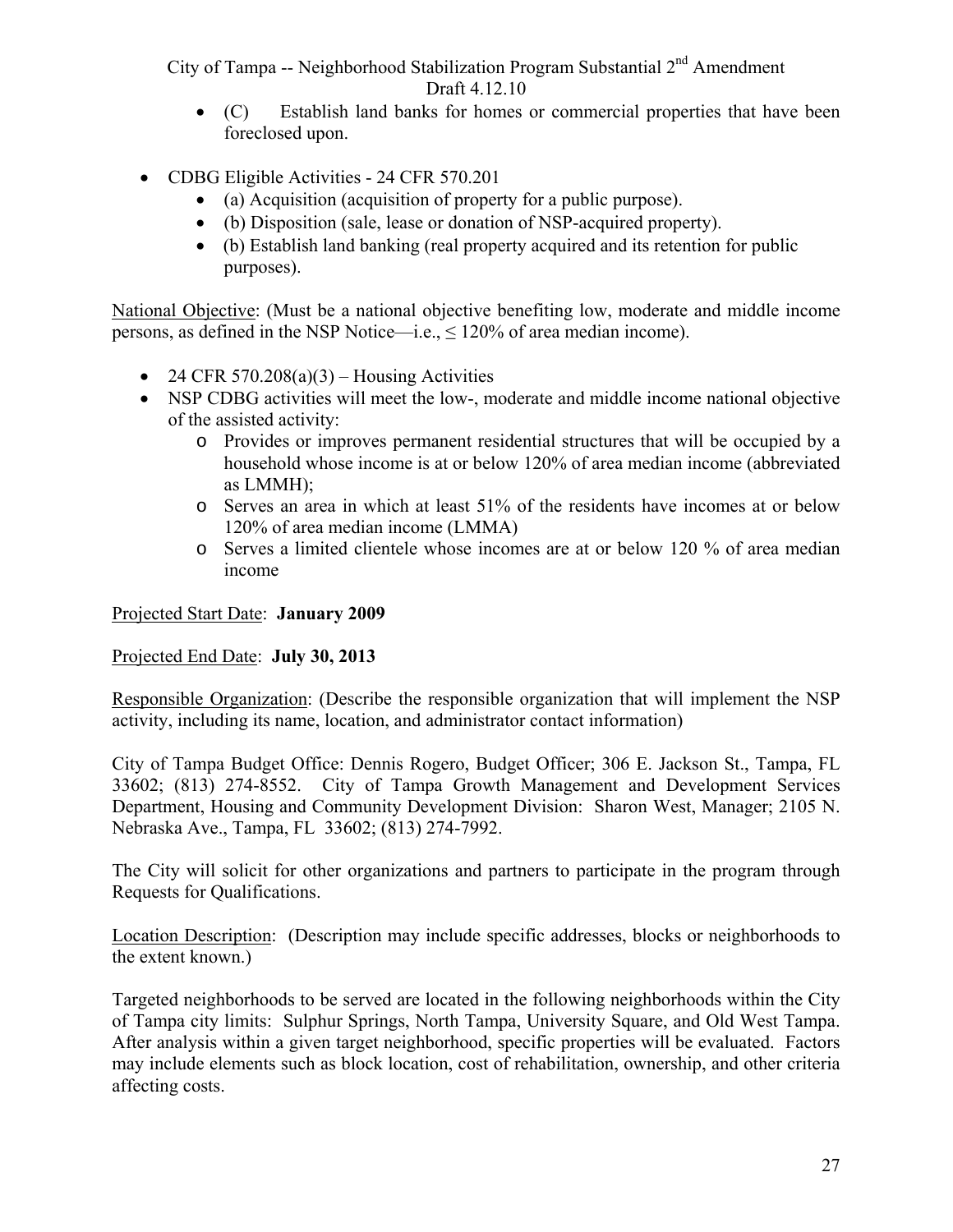- (C) Establish land banks for homes or commercial properties that have been foreclosed upon.

- CDBG Eligible Activities - 24 CFR 570.201
  - (a) Acquisition (acquisition of property for a public purpose).
  - (b) Disposition (sale, lease or donation of NSP-acquired property).
  - (b) Establish land banking (real property acquired and its retention for public purposes).

National Objective: (Must be a national objective benefiting low, moderate and middle income persons, as defined in the NSP Notice—i.e., ≤ 120% of area median income).

- 24 CFR 570.208(a)(3) – Housing Activities
- NSP CDBG activities will meet the low-, moderate and middle income national objective of the assisted activity:
  - Provides or improves permanent residential structures that will be occupied by a household whose income is at or below 120% of area median income (abbreviated as LMMH);
  - Serves an area in which at least 51% of the residents have incomes at or below 120% of area median income (LMMA)
  - Serves a limited clientele whose incomes are at or below 120 % of area median income

Projected Start Date: **January 2009**

Projected End Date: **July 30, 2013**

Responsible Organization: (Describe the responsible organization that will implement the NSP activity, including its name, location, and administrator contact information)

City of Tampa Budget Office: Dennis Rogero, Budget Officer; 306 E. Jackson St., Tampa, FL 33602; (813) 274-8552. City of Tampa Growth Management and Development Services Department, Housing and Community Development Division: Sharon West, Manager; 2105 N. Nebraska Ave., Tampa, FL 33602; (813) 274-7992.

The City will solicit for other organizations and partners to participate in the program through Requests for Qualifications.

Location Description: (Description may include specific addresses, blocks or neighborhoods to the extent known.)

Targeted neighborhoods to be served are located in the following neighborhoods within the City of Tampa city limits: Sulphur Springs, North Tampa, University Square, and Old West Tampa. After analysis within a given target neighborhood, specific properties will be evaluated. Factors may include elements such as block location, cost of rehabilitation, ownership, and other criteria affecting costs.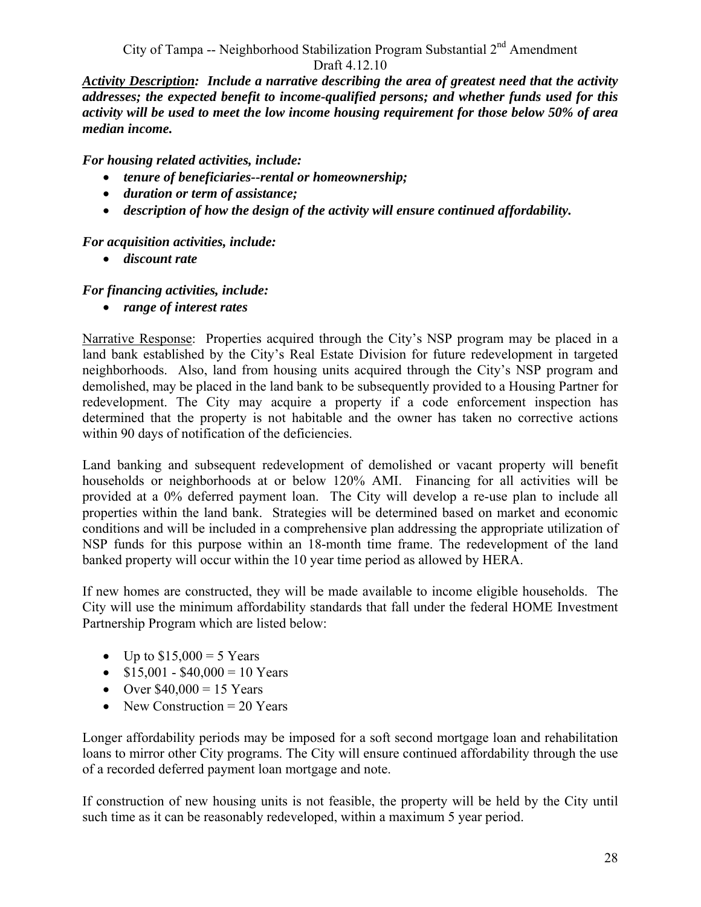***Activity Description**: Include a narrative describing the area of greatest need that the activity addresses; the expected benefit to income-qualified persons; and whether funds used for this activity will be used to meet the low income housing requirement for those below 50% of area median income.*

***For housing related activities, include:***

- ***tenure of beneficiaries--rental or homeownership;***
- ***duration or term of assistance;***
- ***description of how the design of the activity will ensure continued affordability.***

***For acquisition activities, include:***

- ***discount rate***

***For financing activities, include:***

- ***range of interest rates***

Narrative Response: Properties acquired through the City's NSP program may be placed in a land bank established by the City's Real Estate Division for future redevelopment in targeted neighborhoods. Also, land from housing units acquired through the City's NSP program and demolished, may be placed in the land bank to be subsequently provided to a Housing Partner for redevelopment. The City may acquire a property if a code enforcement inspection has determined that the property is not habitable and the owner has taken no corrective actions within 90 days of notification of the deficiencies.

Land banking and subsequent redevelopment of demolished or vacant property will benefit households or neighborhoods at or below 120% AMI. Financing for all activities will be provided at a 0% deferred payment loan. The City will develop a re-use plan to include all properties within the land bank. Strategies will be determined based on market and economic conditions and will be included in a comprehensive plan addressing the appropriate utilization of NSP funds for this purpose within an 18-month time frame. The redevelopment of the land banked property will occur within the 10 year time period as allowed by HERA.

If new homes are constructed, they will be made available to income eligible households. The City will use the minimum affordability standards that fall under the federal HOME Investment Partnership Program which are listed below:

- Up to $15,000 = 5 Years
- $15,001 - $40,000 = 10 Years
- Over $40,000 = 15 Years
- New Construction = 20 Years

Longer affordability periods may be imposed for a soft second mortgage loan and rehabilitation loans to mirror other City programs. The City will ensure continued affordability through the use of a recorded deferred payment loan mortgage and note.

If construction of new housing units is not feasible, the property will be held by the City until such time as it can be reasonably redeveloped, within a maximum 5 year period.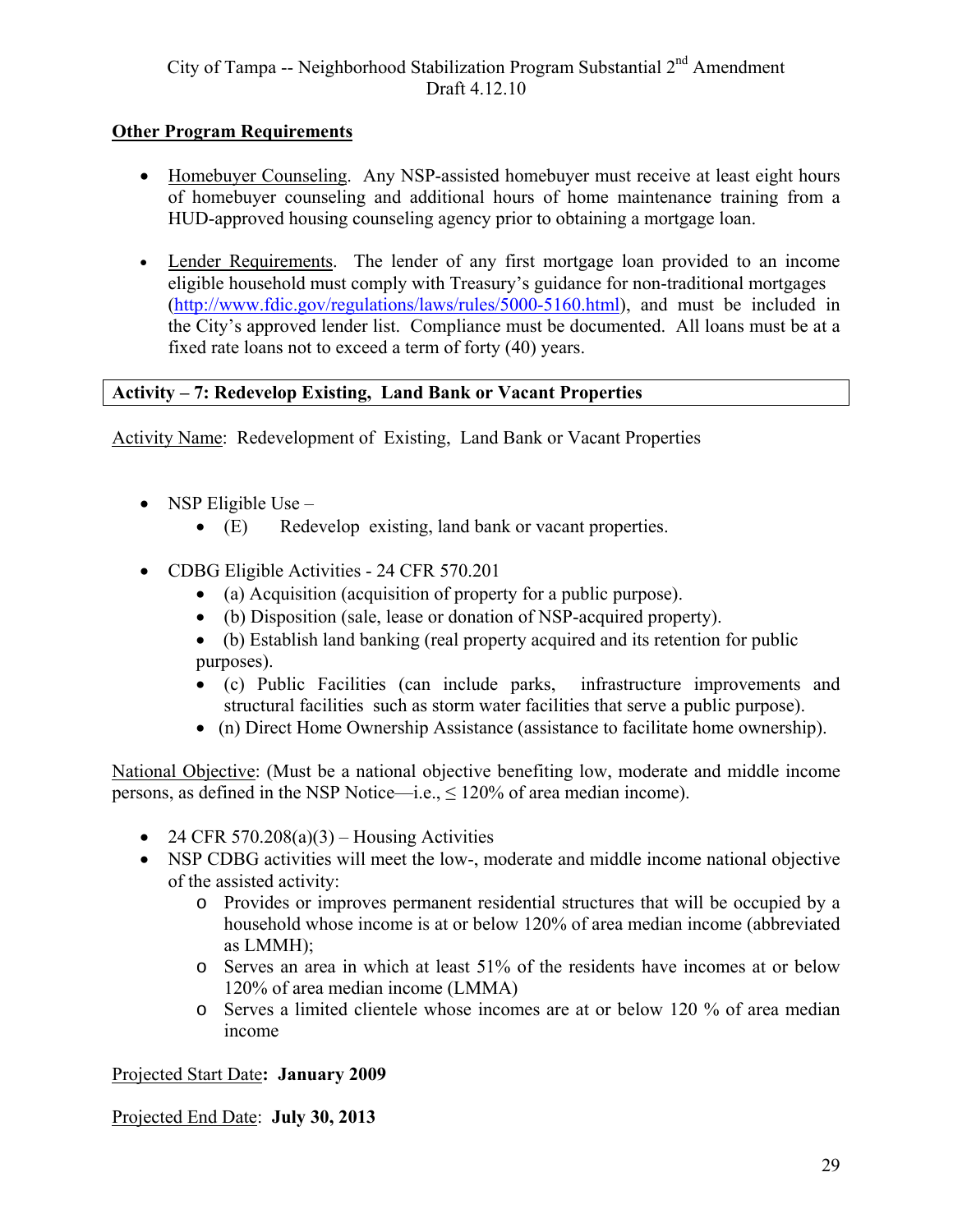**Other Program Requirements**

- Homebuyer Counseling. Any NSP-assisted homebuyer must receive at least eight hours of homebuyer counseling and additional hours of home maintenance training from a HUD-approved housing counseling agency prior to obtaining a mortgage loan.

- Lender Requirements. The lender of any first mortgage loan provided to an income eligible household must comply with Treasury's guidance for non-traditional mortgages (http://www.fdic.gov/regulations/laws/rules/5000-5160.html), and must be included in the City's approved lender list. Compliance must be documented. All loans must be at a fixed rate loans not to exceed a term of forty (40) years.

**Activity – 7: Redevelop Existing, Land Bank or Vacant Properties**

Activity Name: Redevelopment of Existing, Land Bank or Vacant Properties

- NSP Eligible Use –
  - (E) Redevelop existing, land bank or vacant properties.

- CDBG Eligible Activities - 24 CFR 570.201
  - (a) Acquisition (acquisition of property for a public purpose).
  - (b) Disposition (sale, lease or donation of NSP-acquired property).
  - (b) Establish land banking (real property acquired and its retention for public purposes).
  - (c) Public Facilities (can include parks, infrastructure improvements and structural facilities such as storm water facilities that serve a public purpose).
  - (n) Direct Home Ownership Assistance (assistance to facilitate home ownership).

National Objective: (Must be a national objective benefiting low, moderate and middle income persons, as defined in the NSP Notice—i.e., ≤ 120% of area median income).

- 24 CFR 570.208(a)(3) – Housing Activities
- NSP CDBG activities will meet the low-, moderate and middle income national objective of the assisted activity:
  - Provides or improves permanent residential structures that will be occupied by a household whose income is at or below 120% of area median income (abbreviated as LMMH);
  - Serves an area in which at least 51% of the residents have incomes at or below 120% of area median income (LMMA)
  - Serves a limited clientele whose incomes are at or below 120 % of area median income

Projected Start Date**: January 2009**

Projected End Date: **July 30, 2013**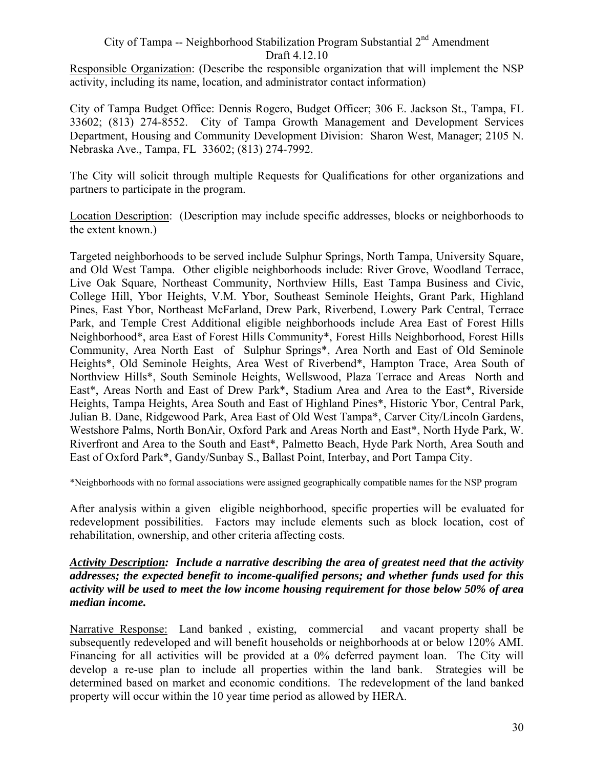Responsible Organization: (Describe the responsible organization that will implement the NSP activity, including its name, location, and administrator contact information)

City of Tampa Budget Office: Dennis Rogero, Budget Officer; 306 E. Jackson St., Tampa, FL 33602; (813) 274-8552. City of Tampa Growth Management and Development Services Department, Housing and Community Development Division: Sharon West, Manager; 2105 N. Nebraska Ave., Tampa, FL 33602; (813) 274-7992.

The City will solicit through multiple Requests for Qualifications for other organizations and partners to participate in the program.

Location Description: (Description may include specific addresses, blocks or neighborhoods to the extent known.)

Targeted neighborhoods to be served include Sulphur Springs, North Tampa, University Square, and Old West Tampa. Other eligible neighborhoods include: River Grove, Woodland Terrace, Live Oak Square, Northeast Community, Northview Hills, East Tampa Business and Civic, College Hill, Ybor Heights, V.M. Ybor, Southeast Seminole Heights, Grant Park, Highland Pines, East Ybor, Northeast McFarland, Drew Park, Riverbend, Lowery Park Central, Terrace Park, and Temple Crest Additional eligible neighborhoods include Area East of Forest Hills Neighborhood*, area East of Forest Hills Community*, Forest Hills Neighborhood, Forest Hills Community, Area North East of Sulphur Springs*, Area North and East of Old Seminole Heights*, Old Seminole Heights, Area West of Riverbend*, Hampton Trace, Area South of Northview Hills*, South Seminole Heights, Wellswood, Plaza Terrace and Areas North and East*, Areas North and East of Drew Park*, Stadium Area and Area to the East*, Riverside Heights, Tampa Heights, Area South and East of Highland Pines*, Historic Ybor, Central Park, Julian B. Dane, Ridgewood Park, Area East of Old West Tampa*, Carver City/Lincoln Gardens, Westshore Palms, North BonAir, Oxford Park and Areas North and East*, North Hyde Park, W. Riverfront and Area to the South and East*, Palmetto Beach, Hyde Park North, Area South and East of Oxford Park*, Gandy/Sunbay S., Ballast Point, Interbay, and Port Tampa City.

*Neighborhoods with no formal associations were assigned geographically compatible names for the NSP program

After analysis within a given eligible neighborhood, specific properties will be evaluated for redevelopment possibilities. Factors may include elements such as block location, cost of rehabilitation, ownership, and other criteria affecting costs.

***Activity Description**: Include a narrative describing the area of greatest need that the activity addresses; the expected benefit to income-qualified persons; and whether funds used for this activity will be used to meet the low income housing requirement for those below 50% of area median income.*

Narrative Response: Land banked , existing, commercial and vacant property shall be subsequently redeveloped and will benefit households or neighborhoods at or below 120% AMI. Financing for all activities will be provided at a 0% deferred payment loan. The City will develop a re-use plan to include all properties within the land bank. Strategies will be determined based on market and economic conditions. The redevelopment of the land banked property will occur within the 10 year time period as allowed by HERA.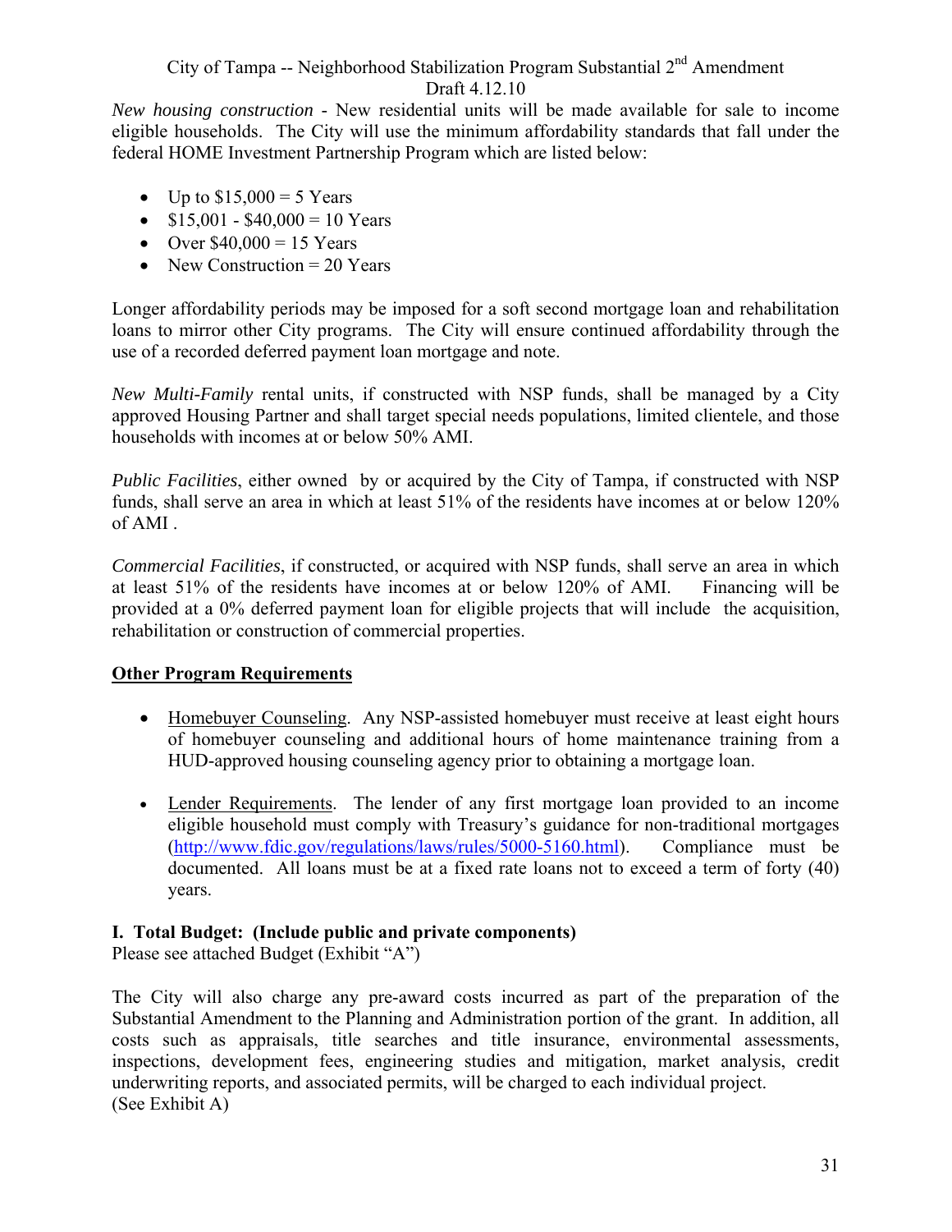*New housing construction* - New residential units will be made available for sale to income eligible households. The City will use the minimum affordability standards that fall under the federal HOME Investment Partnership Program which are listed below:

- Up to $15,000 = 5 Years
- $15,001 - $40,000 = 10 Years
- Over $40,000 = 15 Years
- New Construction = 20 Years

Longer affordability periods may be imposed for a soft second mortgage loan and rehabilitation loans to mirror other City programs. The City will ensure continued affordability through the use of a recorded deferred payment loan mortgage and note.

*New Multi-Family* rental units, if constructed with NSP funds, shall be managed by a City approved Housing Partner and shall target special needs populations, limited clientele, and those households with incomes at or below 50% AMI.

*Public Facilities*, either owned by or acquired by the City of Tampa, if constructed with NSP funds, shall serve an area in which at least 51% of the residents have incomes at or below 120% of AMI .

*Commercial Facilities*, if constructed, or acquired with NSP funds, shall serve an area in which at least 51% of the residents have incomes at or below 120% of AMI. Financing will be provided at a 0% deferred payment loan for eligible projects that will include the acquisition, rehabilitation or construction of commercial properties.

**Other Program Requirements**

- Homebuyer Counseling. Any NSP-assisted homebuyer must receive at least eight hours of homebuyer counseling and additional hours of home maintenance training from a HUD-approved housing counseling agency prior to obtaining a mortgage loan.

- Lender Requirements. The lender of any first mortgage loan provided to an income eligible household must comply with Treasury's guidance for non-traditional mortgages (http://www.fdic.gov/regulations/laws/rules/5000-5160.html). Compliance must be documented. All loans must be at a fixed rate loans not to exceed a term of forty (40) years.

**I. Total Budget: (Include public and private components)**
Please see attached Budget (Exhibit "A")

The City will also charge any pre-award costs incurred as part of the preparation of the Substantial Amendment to the Planning and Administration portion of the grant. In addition, all costs such as appraisals, title searches and title insurance, environmental assessments, inspections, development fees, engineering studies and mitigation, market analysis, credit underwriting reports, and associated permits, will be charged to each individual project.
(See Exhibit A)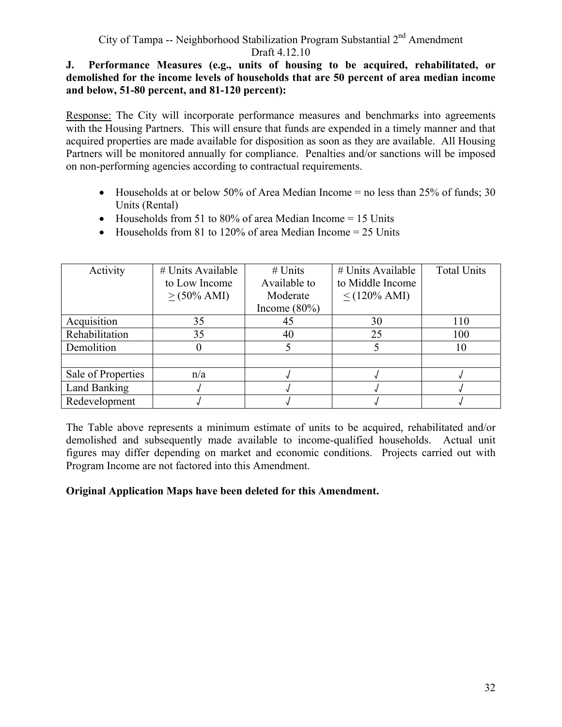**J. Performance Measures (e.g., units of housing to be acquired, rehabilitated, or demolished for the income levels of households that are 50 percent of area median income and below, 51-80 percent, and 81-120 percent):**

Response: The City will incorporate performance measures and benchmarks into agreements with the Housing Partners. This will ensure that funds are expended in a timely manner and that acquired properties are made available for disposition as soon as they are available. All Housing Partners will be monitored annually for compliance. Penalties and/or sanctions will be imposed on non-performing agencies according to contractual requirements.

- Households at or below 50% of Area Median Income = no less than 25% of funds; 30 Units (Rental)
- Households from 51 to 80% of area Median Income = 15 Units
- Households from 81 to 120% of area Median Income = 25 Units

| Activity | # Units Available to Low Income ≥ (50% AMI) | # Units Available to Moderate Income (80%) | # Units Available to Middle Income ≤ (120% AMI) | Total Units |
|---|---|---|---|---|
| Acquisition | 35 | 45 | 30 | 110 |
| Rehabilitation | 35 | 40 | 25 | 100 |
| Demolition | 0 | 5 | 5 | 10 |
| | | | | |
| Sale of Properties | n/a | √ | √ | √ |
| Land Banking | √ | √ | √ | √ |
| Redevelopment | √ | √ | √ | √ |

The Table above represents a minimum estimate of units to be acquired, rehabilitated and/or demolished and subsequently made available to income-qualified households. Actual unit figures may differ depending on market and economic conditions. Projects carried out with Program Income are not factored into this Amendment.

**Original Application Maps have been deleted for this Amendment.**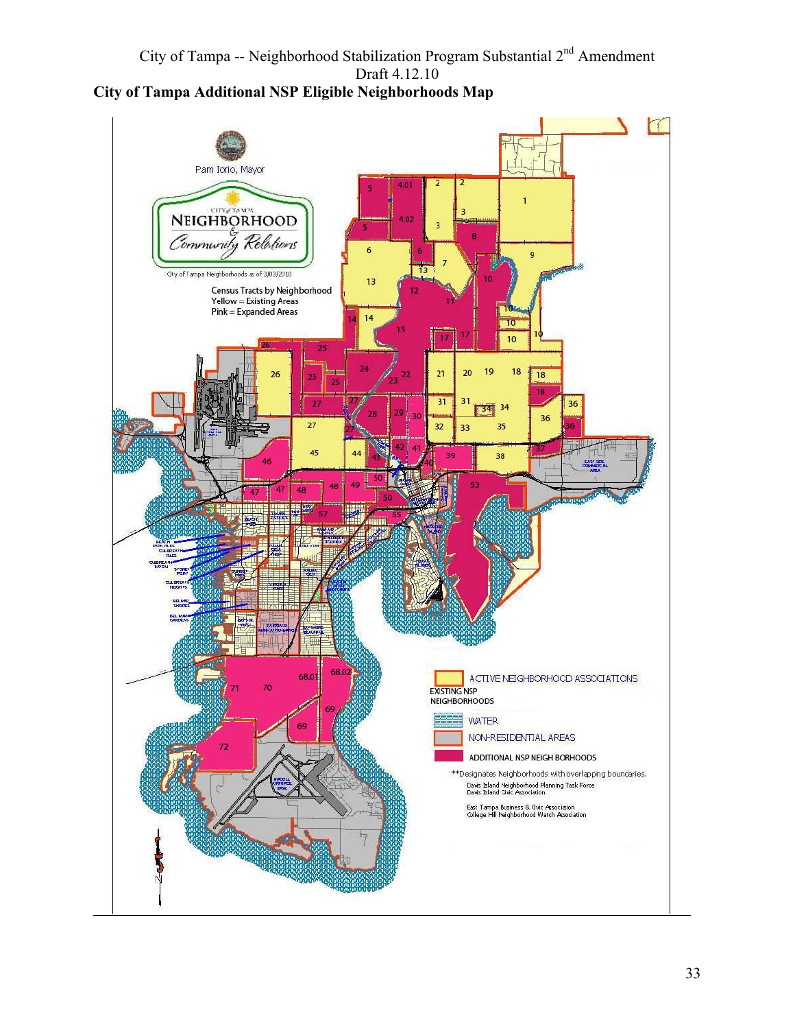# City of Tampa Additional NSP Eligible Neighborhoods Map

Pam Iorio, Mayor

City of Tampa Neighborhood & Community Relations

City of Tampa Neighborhoods as of 3/03/2010

Census Tracts by Neighborhood
Yellow = Existing Areas
Pink = Expanded Areas

ACTIVE NEIGHBORHOOD ASSOCIATIONS
EXISTING NSP NEIGHBORHOODS

WATER

NON-RESIDENTIAL AREAS

ADDITIONAL NSP NEIGH BORHOODS

**Designates Neighborhoods with overlapping boundaries.
Davis Island Neighborhood Planning Task Force
Davis Island Civic Association

East Tampa Business & Civic Association
College Hill Neighborhood Watch Association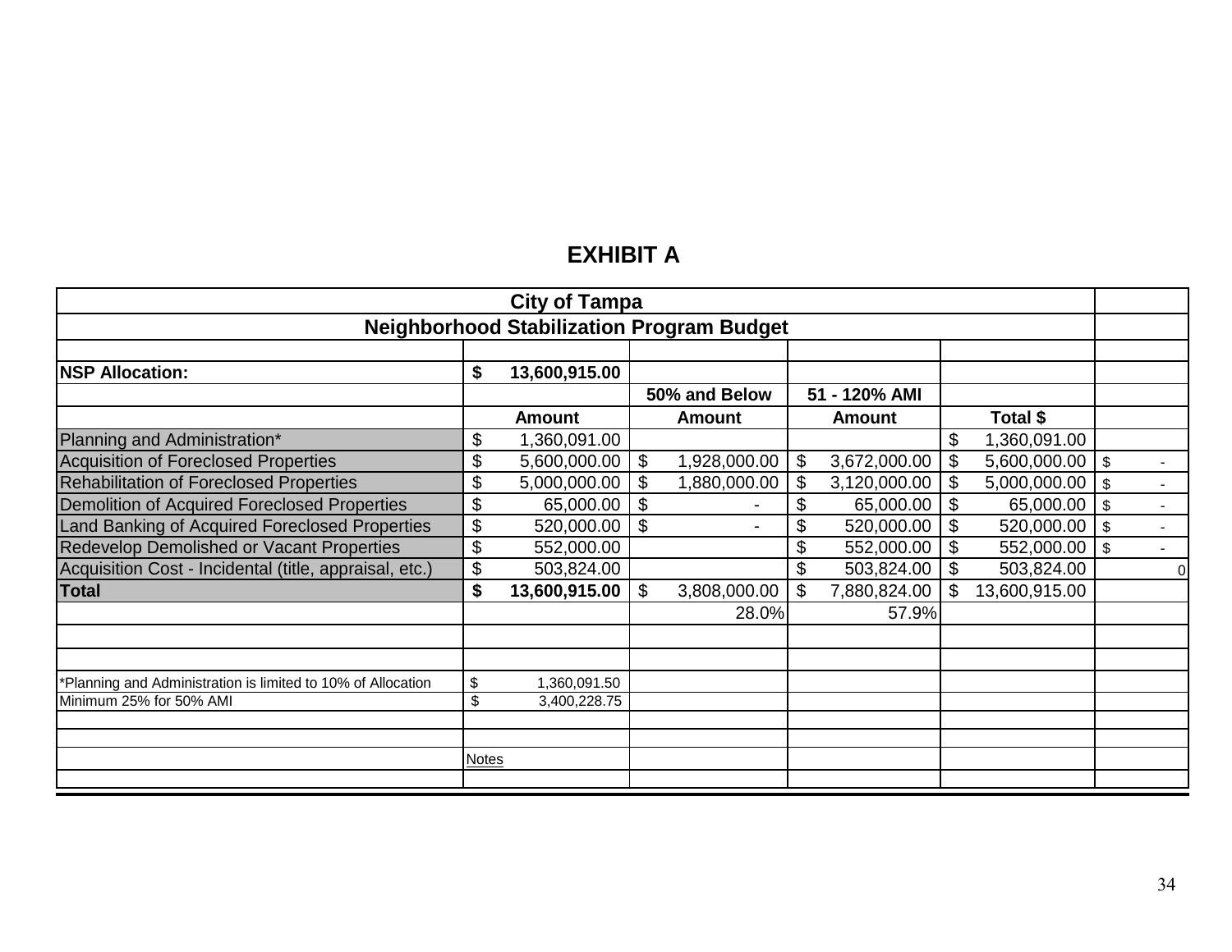## EXHIBIT A

| City of Tampa | | | | | |
|---|---|---|---|---|---|
| **Neighborhood Stabilization Program Budget** | | | | | |
| | | | | | |
| **NSP Allocation:** | **$ 13,600,915.00** | | | | |
| | | **50% and Below** | **51 - 120% AMI** | | |
| | **Amount** | **Amount** | **Amount** | **Total $** | |
| Planning and Administration* | $ 1,360,091.00 | | | $ 1,360,091.00 | |
| Acquisition of Foreclosed Properties | $ 5,600,000.00 | $ 1,928,000.00 | $ 3,672,000.00 | $ 5,600,000.00 | $ - |
| Rehabilitation of Foreclosed Properties | $ 5,000,000.00 | $ 1,880,000.00 | $ 3,120,000.00 | $ 5,000,000.00 | $ - |
| Demolition of Acquired Foreclosed Properties | $ 65,000.00 | $ - | $ 65,000.00 | $ 65,000.00 | $ - |
| Land Banking of Acquired Foreclosed Properties | $ 520,000.00 | $ - | $ 520,000.00 | $ 520,000.00 | $ - |
| Redevelop Demolished or Vacant Properties | $ 552,000.00 | | $ 552,000.00 | $ 552,000.00 | $ - |
| Acquisition Cost - Incidental (title, appraisal, etc.) | $ 503,824.00 | | $ 503,824.00 | $ 503,824.00 | 0 |
| **Total** | **$ 13,600,915.00** | $ 3,808,000.00 | $ 7,880,824.00 | $ 13,600,915.00 | |
| | | 28.0% | 57.9% | | |
| | | | | | |
| | | | | | |
| *Planning and Administration is limited to 10% of Allocation | $ 1,360,091.50 | | | | |
| Minimum 25% for 50% AMI | $ 3,400,228.75 | | | | |
| | | | | | |
| | | | | | |
| | Notes | | | | |
| | | | | | |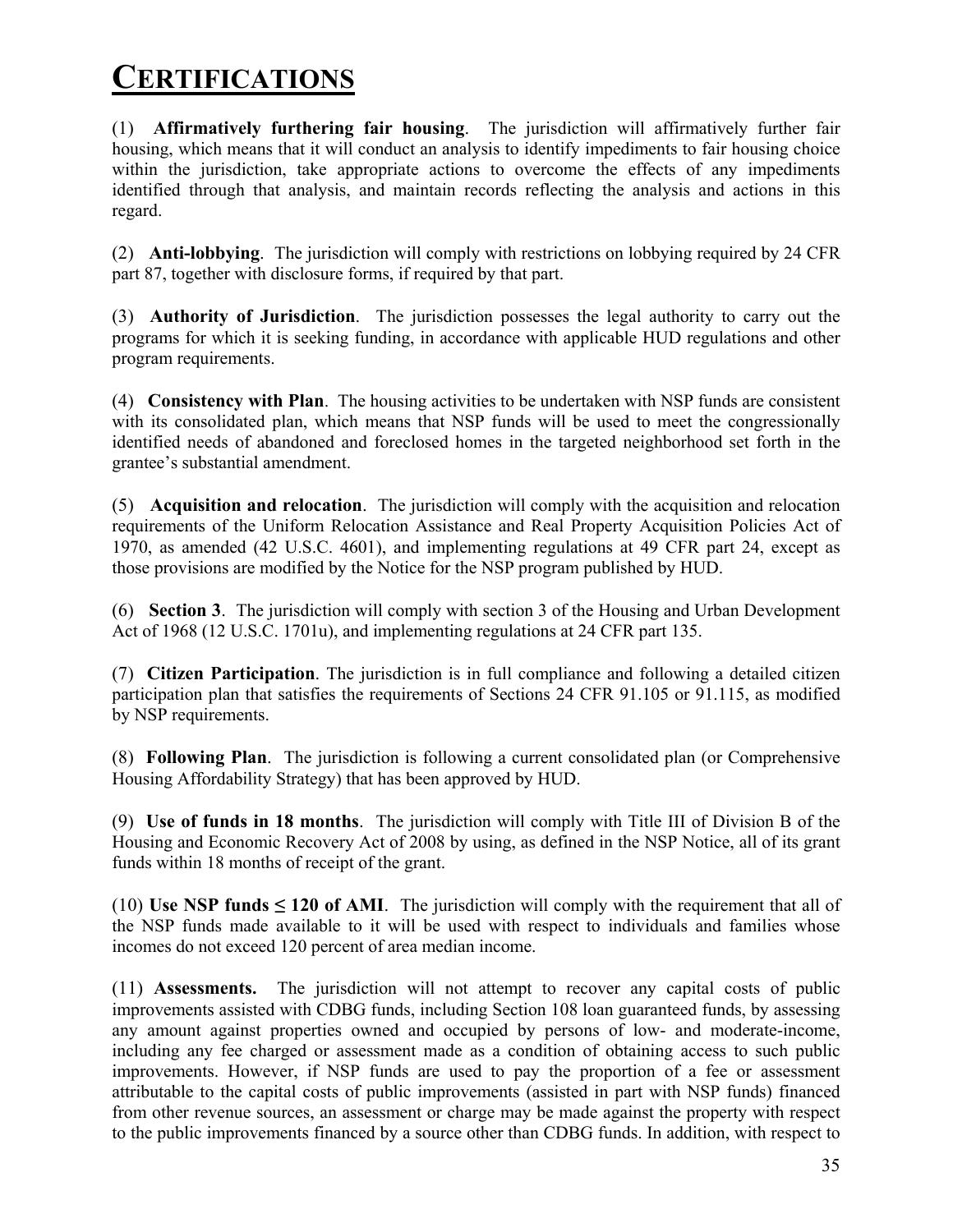# CERTIFICATIONS

(1) **Affirmatively furthering fair housing**. The jurisdiction will affirmatively further fair housing, which means that it will conduct an analysis to identify impediments to fair housing choice within the jurisdiction, take appropriate actions to overcome the effects of any impediments identified through that analysis, and maintain records reflecting the analysis and actions in this regard.

(2) **Anti-lobbying**. The jurisdiction will comply with restrictions on lobbying required by 24 CFR part 87, together with disclosure forms, if required by that part.

(3) **Authority of Jurisdiction**. The jurisdiction possesses the legal authority to carry out the programs for which it is seeking funding, in accordance with applicable HUD regulations and other program requirements.

(4) **Consistency with Plan**. The housing activities to be undertaken with NSP funds are consistent with its consolidated plan, which means that NSP funds will be used to meet the congressionally identified needs of abandoned and foreclosed homes in the targeted neighborhood set forth in the grantee's substantial amendment.

(5) **Acquisition and relocation**. The jurisdiction will comply with the acquisition and relocation requirements of the Uniform Relocation Assistance and Real Property Acquisition Policies Act of 1970, as amended (42 U.S.C. 4601), and implementing regulations at 49 CFR part 24, except as those provisions are modified by the Notice for the NSP program published by HUD.

(6) **Section 3**. The jurisdiction will comply with section 3 of the Housing and Urban Development Act of 1968 (12 U.S.C. 1701u), and implementing regulations at 24 CFR part 135.

(7) **Citizen Participation**. The jurisdiction is in full compliance and following a detailed citizen participation plan that satisfies the requirements of Sections 24 CFR 91.105 or 91.115, as modified by NSP requirements.

(8) **Following Plan**. The jurisdiction is following a current consolidated plan (or Comprehensive Housing Affordability Strategy) that has been approved by HUD.

(9) **Use of funds in 18 months**. The jurisdiction will comply with Title III of Division B of the Housing and Economic Recovery Act of 2008 by using, as defined in the NSP Notice, all of its grant funds within 18 months of receipt of the grant.

(10) **Use NSP funds ≤ 120 of AMI**. The jurisdiction will comply with the requirement that all of the NSP funds made available to it will be used with respect to individuals and families whose incomes do not exceed 120 percent of area median income.

(11) **Assessments.** The jurisdiction will not attempt to recover any capital costs of public improvements assisted with CDBG funds, including Section 108 loan guaranteed funds, by assessing any amount against properties owned and occupied by persons of low- and moderate-income, including any fee charged or assessment made as a condition of obtaining access to such public improvements. However, if NSP funds are used to pay the proportion of a fee or assessment attributable to the capital costs of public improvements (assisted in part with NSP funds) financed from other revenue sources, an assessment or charge may be made against the property with respect to the public improvements financed by a source other than CDBG funds. In addition, with respect to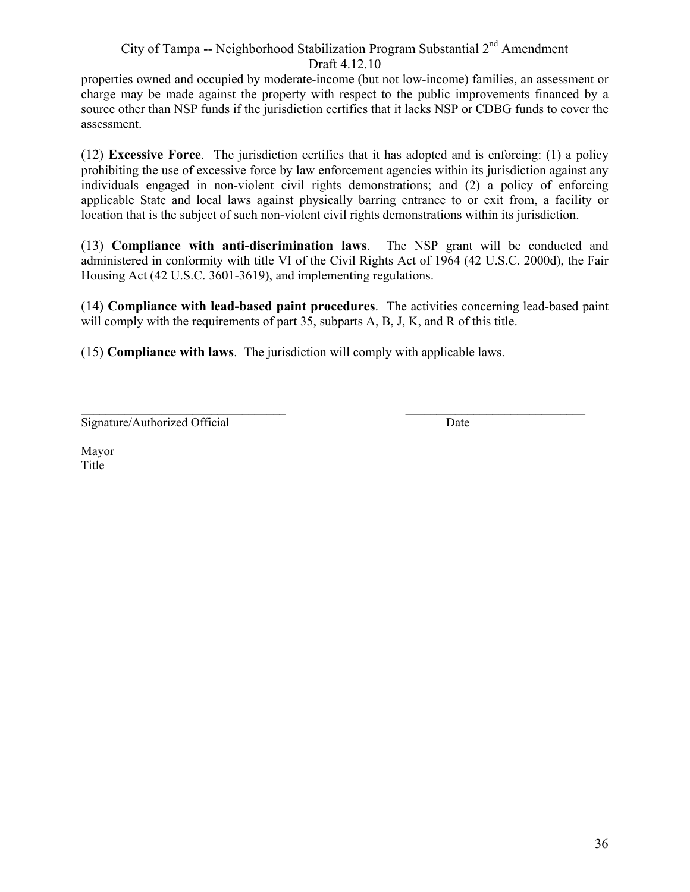properties owned and occupied by moderate-income (but not low-income) families, an assessment or charge may be made against the property with respect to the public improvements financed by a source other than NSP funds if the jurisdiction certifies that it lacks NSP or CDBG funds to cover the assessment.

(12) **Excessive Force**. The jurisdiction certifies that it has adopted and is enforcing: (1) a policy prohibiting the use of excessive force by law enforcement agencies within its jurisdiction against any individuals engaged in non-violent civil rights demonstrations; and (2) a policy of enforcing applicable State and local laws against physically barring entrance to or exit from, a facility or location that is the subject of such non-violent civil rights demonstrations within its jurisdiction.

(13) **Compliance with anti-discrimination laws**. The NSP grant will be conducted and administered in conformity with title VI of the Civil Rights Act of 1964 (42 U.S.C. 2000d), the Fair Housing Act (42 U.S.C. 3601-3619), and implementing regulations.

(14) **Compliance with lead-based paint procedures**. The activities concerning lead-based paint will comply with the requirements of part 35, subparts A, B, J, K, and R of this title.

(15) **Compliance with laws**. The jurisdiction will comply with applicable laws.

\_\_\_\_\_\_\_\_\_\_\_\_\_\_\_\_\_\_\_\_\_\_\_\_\_\_\_\_\_\_\_\_\_\_ &nbsp;&nbsp;&nbsp;&nbsp;&nbsp;&nbsp;&nbsp;&nbsp; \_\_\_\_\_\_\_\_\_\_\_\_\_\_\_\_\_\_\_\_\_\_\_\_\_\_\_\_\_\_

Signature/Authorized Official &nbsp;&nbsp;&nbsp;&nbsp;&nbsp;&nbsp;&nbsp;&nbsp; Date

Mayor

Title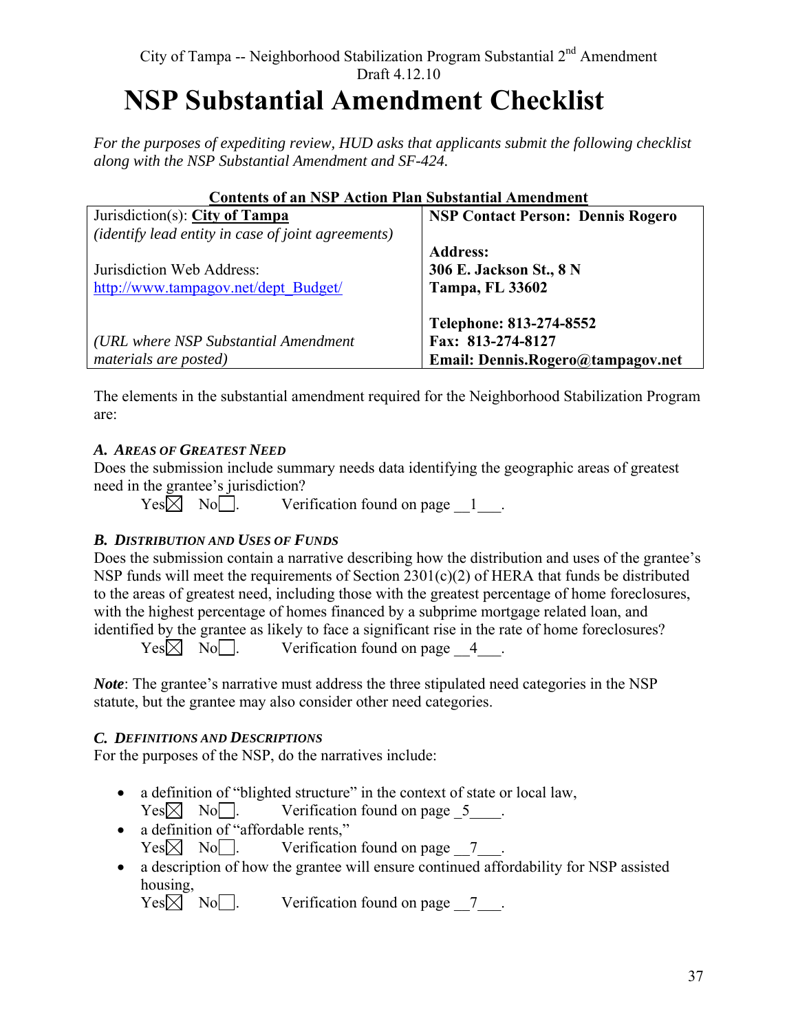City of Tampa -- Neighborhood Stabilization Program Substantial 2nd Amendment
Draft 4.12.10

# NSP Substantial Amendment Checklist

*For the purposes of expediting review, HUD asks that applicants submit the following checklist along with the NSP Substantial Amendment and SF-424.*

**Contents of an NSP Action Plan Substantial Amendment**

| Jurisdiction(s): **City of Tampa** *(identify lead entity in case of joint agreements)* Jurisdiction Web Address: http://www.tampagov.net/dept_Budget/ *(URL where NSP Substantial Amendment materials are posted)* | **NSP Contact Person: Dennis Rogero** **Address: 306 E. Jackson St., 8 N Tampa, FL 33602** **Telephone: 813-274-8552** **Fax: 813-274-8127** **Email: Dennis.Rogero@tampagov.net** |
|---|---|

The elements in the substantial amendment required for the Neighborhood Stabilization Program are:

### A. AREAS OF GREATEST NEED

Does the submission include summary needs data identifying the geographic areas of greatest need in the grantee's jurisdiction?

Yes☒ No☐. Verification found on page __1___.

### B. DISTRIBUTION AND USES OF FUNDS

Does the submission contain a narrative describing how the distribution and uses of the grantee's NSP funds will meet the requirements of Section 2301(c)(2) of HERA that funds be distributed to the areas of greatest need, including those with the greatest percentage of home foreclosures, with the highest percentage of homes financed by a subprime mortgage related loan, and identified by the grantee as likely to face a significant rise in the rate of home foreclosures?

Yes☒ No☐. Verification found on page __4___.

***Note***: The grantee's narrative must address the three stipulated need categories in the NSP statute, but the grantee may also consider other need categories.

### C. DEFINITIONS AND DESCRIPTIONS

For the purposes of the NSP, do the narratives include:

- a definition of "blighted structure" in the context of state or local law,
  Yes☒ No☐. Verification found on page _5____.
- a definition of "affordable rents,"
  Yes☒ No☐. Verification found on page __7___.
- a description of how the grantee will ensure continued affordability for NSP assisted housing,
  Yes☒ No☐. Verification found on page __7___.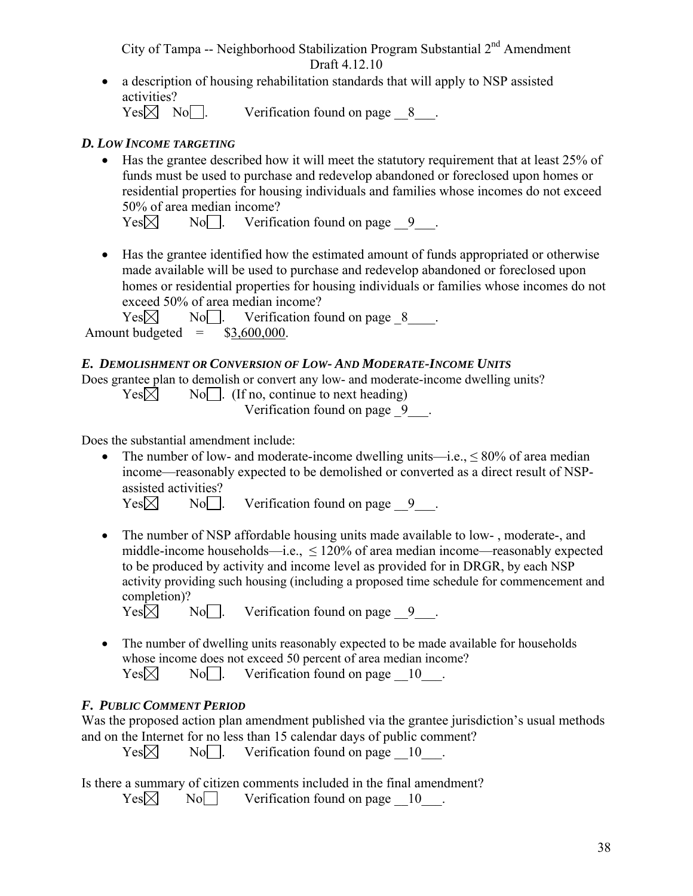- a description of housing rehabilitation standards that will apply to NSP assisted activities?

  Yes☒ No☐. Verification found on page __8___.

### *D. LOW INCOME TARGETING*

- Has the grantee described how it will meet the statutory requirement that at least 25% of funds must be used to purchase and redevelop abandoned or foreclosed upon homes or residential properties for housing individuals and families whose incomes do not exceed 50% of area median income?

  Yes☒ No☐. Verification found on page __9___.

- Has the grantee identified how the estimated amount of funds appropriated or otherwise made available will be used to purchase and redevelop abandoned or foreclosed upon homes or residential properties for housing individuals or families whose incomes do not exceed 50% of area median income?

  Yes☒ No☐. Verification found on page _8____.

Amount budgeted = $3,600,000.

### *E. DEMOLISHMENT OR CONVERSION OF LOW- AND MODERATE-INCOME UNITS*

Does grantee plan to demolish or convert any low- and moderate-income dwelling units?

Yes☒ No☐. (If no, continue to next heading)
Verification found on page _9___.

Does the substantial amendment include:

- The number of low- and moderate-income dwelling units—i.e., ≤ 80% of area median income—reasonably expected to be demolished or converted as a direct result of NSP-assisted activities?

  Yes☒ No☐. Verification found on page __9___.

- The number of NSP affordable housing units made available to low- , moderate-, and middle-income households—i.e., ≤ 120% of area median income—reasonably expected to be produced by activity and income level as provided for in DRGR, by each NSP activity providing such housing (including a proposed time schedule for commencement and completion)?

  Yes☒ No☐. Verification found on page __9___.

- The number of dwelling units reasonably expected to be made available for households whose income does not exceed 50 percent of area median income?

  Yes☒ No☐. Verification found on page __10___.

### *F. PUBLIC COMMENT PERIOD*

Was the proposed action plan amendment published via the grantee jurisdiction's usual methods and on the Internet for no less than 15 calendar days of public comment?

Yes☒ No☐. Verification found on page __10___.

Is there a summary of citizen comments included in the final amendment?

Yes☒ No☐ Verification found on page __10___.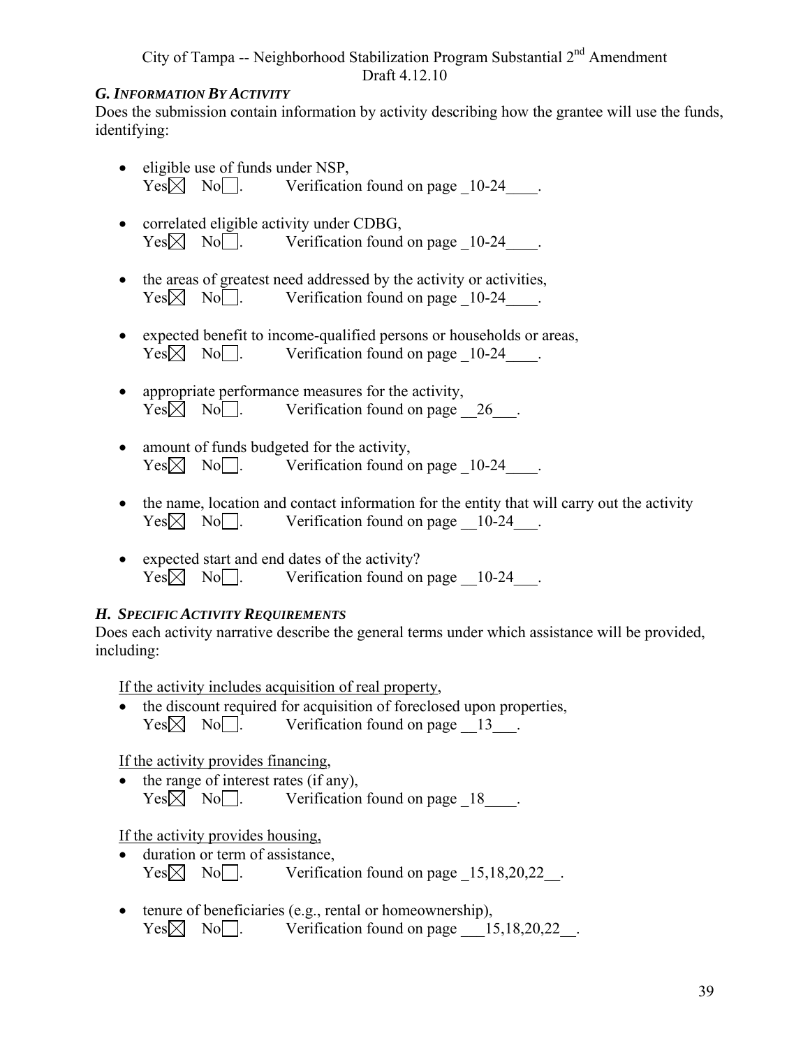### *G. INFORMATION BY ACTIVITY*

Does the submission contain information by activity describing how the grantee will use the funds, identifying:

- eligible use of funds under NSP,
  Yes☒ No☐. Verification found on page _10-24____.

- correlated eligible activity under CDBG,
  Yes☒ No☐. Verification found on page _10-24____.

- the areas of greatest need addressed by the activity or activities,
  Yes☒ No☐. Verification found on page _10-24____.

- expected benefit to income-qualified persons or households or areas,
  Yes☒ No☐. Verification found on page _10-24____.

- appropriate performance measures for the activity,
  Yes☒ No☐. Verification found on page __26___.

- amount of funds budgeted for the activity,
  Yes☒ No☐. Verification found on page _10-24____.

- the name, location and contact information for the entity that will carry out the activity
  Yes☒ No☐. Verification found on page __10-24___.

- expected start and end dates of the activity?
  Yes☒ No☐. Verification found on page __10-24___.

### *H. SPECIFIC ACTIVITY REQUIREMENTS*

Does each activity narrative describe the general terms under which assistance will be provided, including:

<u>If the activity includes acquisition of real property</u>,

- the discount required for acquisition of foreclosed upon properties,
  Yes☒ No☐. Verification found on page __13___.

<u>If the activity provides financing</u>,

- the range of interest rates (if any),
  Yes☒ No☐. Verification found on page _18____.

<u>If the activity provides housing,</u>

- duration or term of assistance,
  Yes☒ No☐. Verification found on page _15,18,20,22__.

- tenure of beneficiaries (e.g., rental or homeownership),
  Yes☒ No☐. Verification found on page ___15,18,20,22__.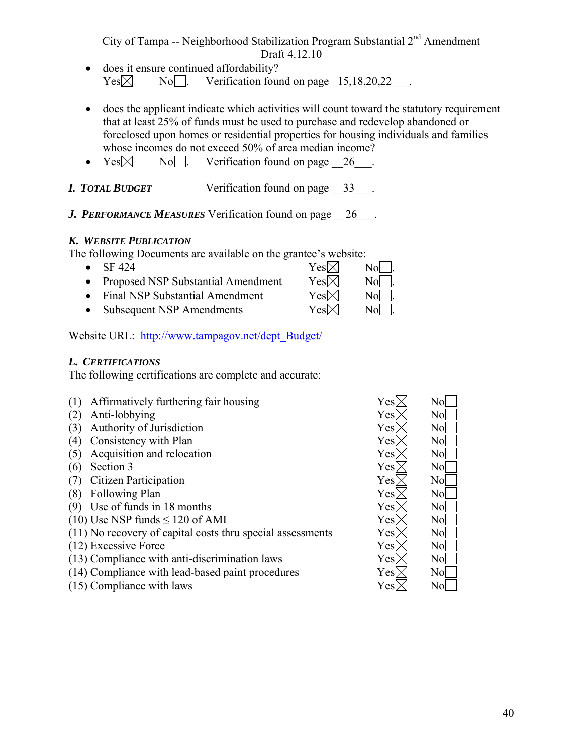- does it ensure continued affordability?
  Yes☒ No☐. Verification found on page _15,18,20,22___.

- does the applicant indicate which activities will count toward the statutory requirement that at least 25% of funds must be used to purchase and redevelop abandoned or foreclosed upon homes or residential properties for housing individuals and families whose incomes do not exceed 50% of area median income?
- Yes☒ No☐. Verification found on page __26___.

***I. TOTAL BUDGET*** Verification found on page __33___.

***J. PERFORMANCE MEASURES*** Verification found on page __26___.

***K. WEBSITE PUBLICATION***

The following Documents are available on the grantee's website:

- SF 424 Yes☒ No☐.
- Proposed NSP Substantial Amendment Yes☒ No☐.
- Final NSP Substantial Amendment Yes☒ No☐.
- Subsequent NSP Amendments Yes☒ No☐.

Website URL: http://www.tampagov.net/dept_Budget/

***L. CERTIFICATIONS***

The following certifications are complete and accurate:

| | Yes | No |
|---|---|---|
| (1) Affirmatively furthering fair housing | Yes☒ | No☐ |
| (2) Anti-lobbying | Yes☒ | No☐ |
| (3) Authority of Jurisdiction | Yes☒ | No☐ |
| (4) Consistency with Plan | Yes☒ | No☐ |
| (5) Acquisition and relocation | Yes☒ | No☐ |
| (6) Section 3 | Yes☒ | No☐ |
| (7) Citizen Participation | Yes☒ | No☐ |
| (8) Following Plan | Yes☒ | No☐ |
| (9) Use of funds in 18 months | Yes☒ | No☐ |
| (10) Use NSP funds ≤ 120 of AMI | Yes☒ | No☐ |
| (11) No recovery of capital costs thru special assessments | Yes☒ | No☐ |
| (12) Excessive Force | Yes☒ | No☐ |
| (13) Compliance with anti-discrimination laws | Yes☒ | No☐ |
| (14) Compliance with lead-based paint procedures | Yes☒ | No☐ |
| (15) Compliance with laws | Yes☒ | No☐ |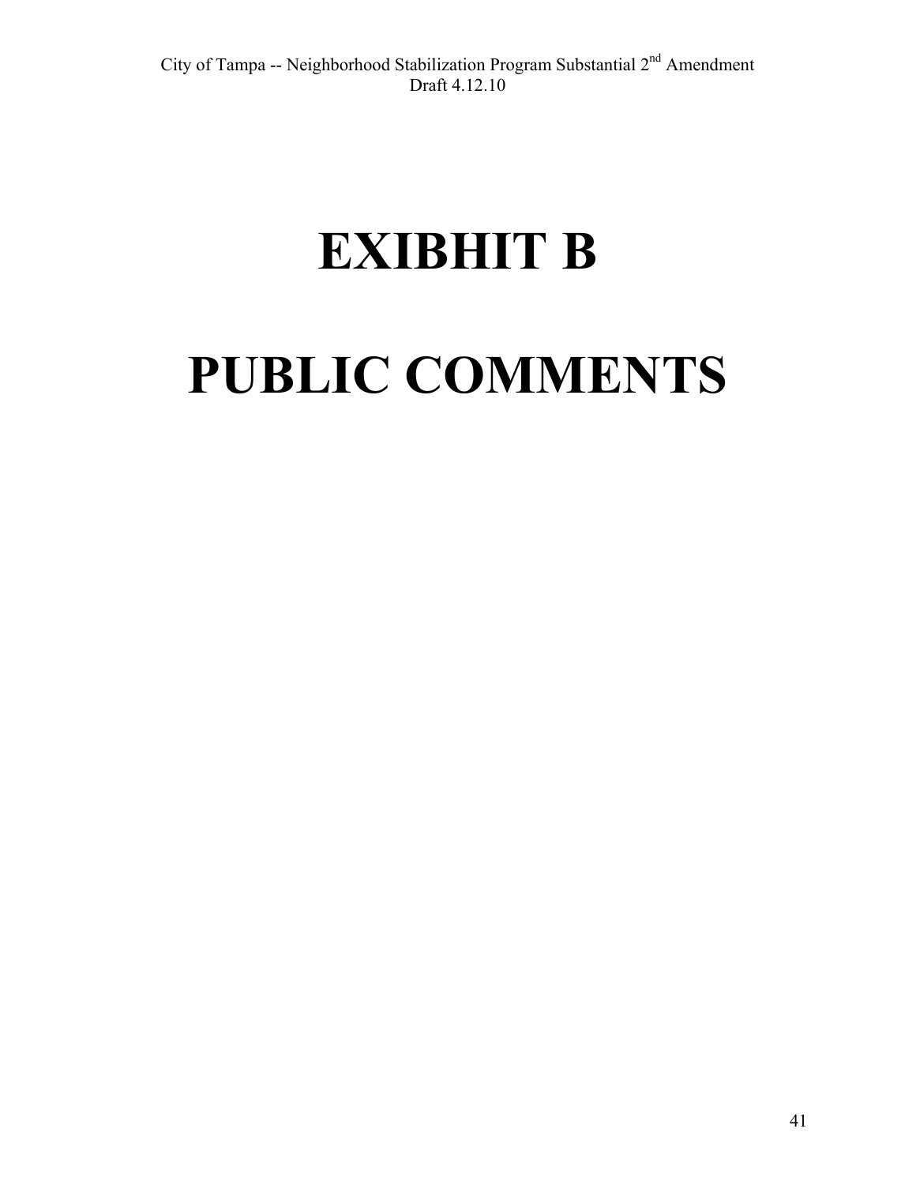# EXIBHIT B

# PUBLIC COMMENTS